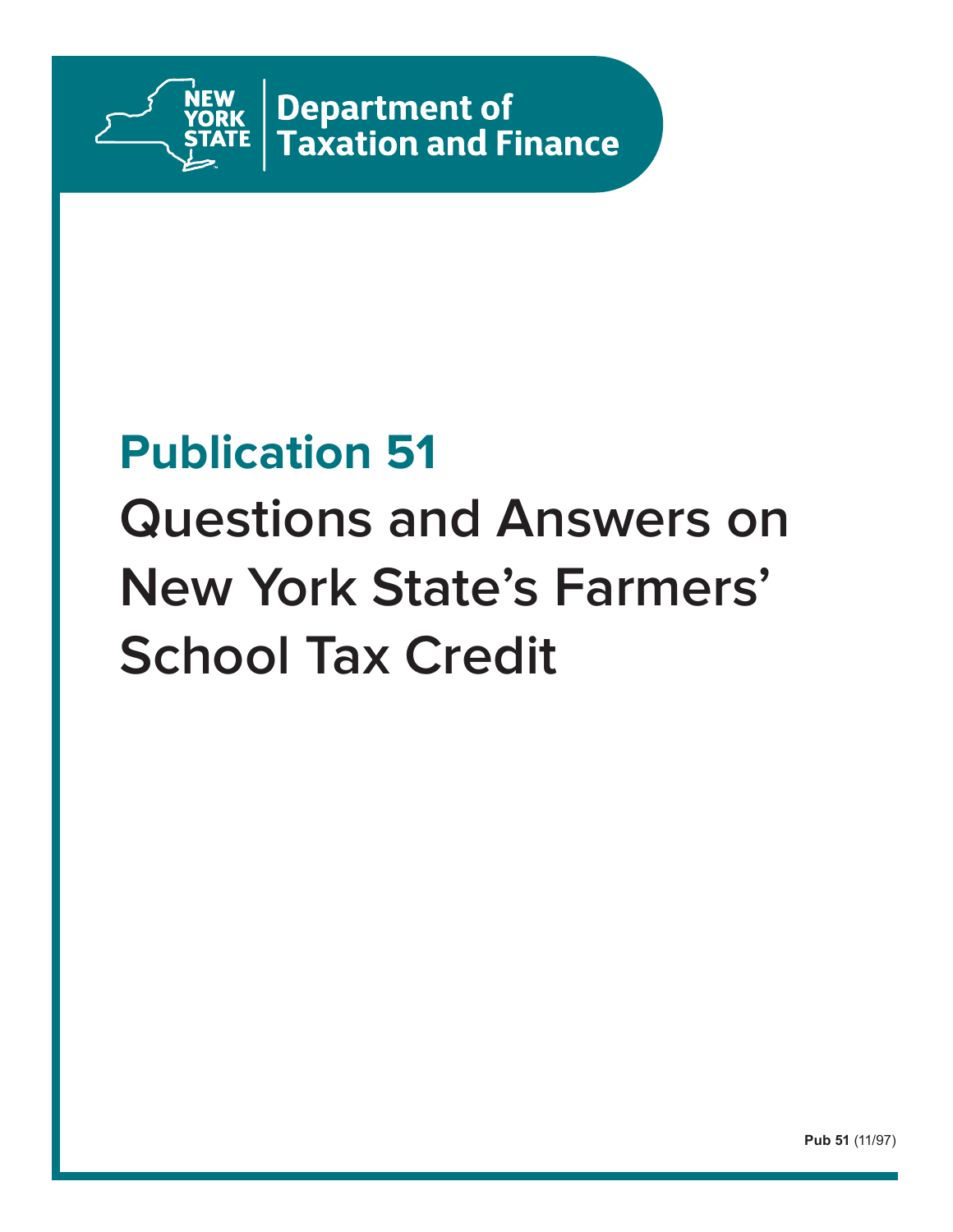NEW YORK STATE | Department of Taxation and Finance

# Publication 51

# Questions and Answers on New York State's Farmers' School Tax Credit

**Pub 51** (11/97)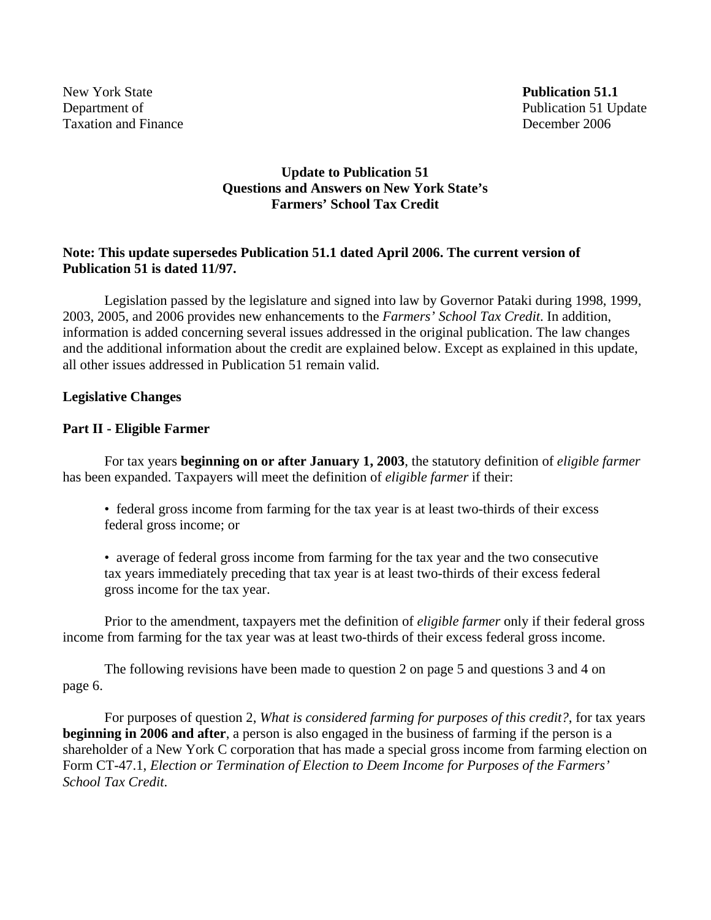New York State
Department of
Taxation and Finance

**Publication 51.1**
Publication 51 Update
December 2006

## Update to Publication 51
## Questions and Answers on New York State's
## Farmers' School Tax Credit

**Note: This update supersedes Publication 51.1 dated April 2006. The current version of Publication 51 is dated 11/97.**

Legislation passed by the legislature and signed into law by Governor Pataki during 1998, 1999, 2003, 2005, and 2006 provides new enhancements to the *Farmers' School Tax Credit*. In addition, information is added concerning several issues addressed in the original publication. The law changes and the additional information about the credit are explained below. Except as explained in this update, all other issues addressed in Publication 51 remain valid.

### Legislative Changes

### Part II - Eligible Farmer

For tax years **beginning on or after January 1, 2003**, the statutory definition of *eligible farmer* has been expanded. Taxpayers will meet the definition of *eligible farmer* if their:

- federal gross income from farming for the tax year is at least two-thirds of their excess federal gross income; or

- average of federal gross income from farming for the tax year and the two consecutive tax years immediately preceding that tax year is at least two-thirds of their excess federal gross income for the tax year.

Prior to the amendment, taxpayers met the definition of *eligible farmer* only if their federal gross income from farming for the tax year was at least two-thirds of their excess federal gross income.

The following revisions have been made to question 2 on page 5 and questions 3 and 4 on page 6.

For purposes of question 2, *What is considered farming for purposes of this credit?*, for tax years **beginning in 2006 and after**, a person is also engaged in the business of farming if the person is a shareholder of a New York C corporation that has made a special gross income from farming election on Form CT-47.1, *Election or Termination of Election to Deem Income for Purposes of the Farmers' School Tax Credit.*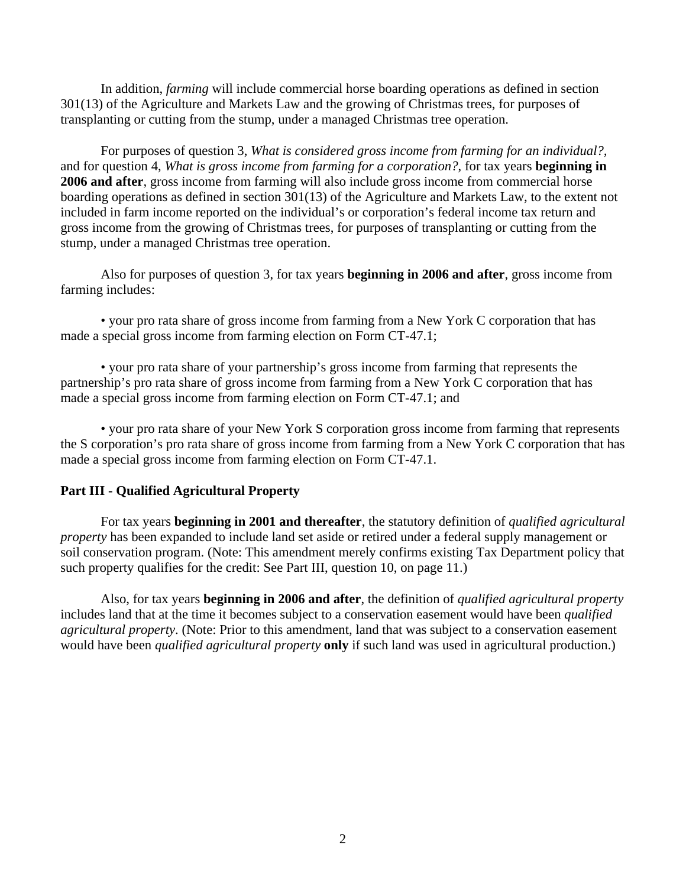In addition, *farming* will include commercial horse boarding operations as defined in section 301(13) of the Agriculture and Markets Law and the growing of Christmas trees, for purposes of transplanting or cutting from the stump, under a managed Christmas tree operation.

For purposes of question 3, *What is considered gross income from farming for an individual?*, and for question 4, *What is gross income from farming for a corporation?*, for tax years **beginning in 2006 and after**, gross income from farming will also include gross income from commercial horse boarding operations as defined in section 301(13) of the Agriculture and Markets Law, to the extent not included in farm income reported on the individual's or corporation's federal income tax return and gross income from the growing of Christmas trees, for purposes of transplanting or cutting from the stump, under a managed Christmas tree operation.

Also for purposes of question 3, for tax years **beginning in 2006 and after**, gross income from farming includes:

- your pro rata share of gross income from farming from a New York C corporation that has made a special gross income from farming election on Form CT-47.1;

- your pro rata share of your partnership's gross income from farming that represents the partnership's pro rata share of gross income from farming from a New York C corporation that has made a special gross income from farming election on Form CT-47.1; and

- your pro rata share of your New York S corporation gross income from farming that represents the S corporation's pro rata share of gross income from farming from a New York C corporation that has made a special gross income from farming election on Form CT-47.1.

**Part III - Qualified Agricultural Property**

For tax years **beginning in 2001 and thereafter**, the statutory definition of *qualified agricultural property* has been expanded to include land set aside or retired under a federal supply management or soil conservation program. (Note: This amendment merely confirms existing Tax Department policy that such property qualifies for the credit: See Part III, question 10, on page 11.)

Also, for tax years **beginning in 2006 and after**, the definition of *qualified agricultural property* includes land that at the time it becomes subject to a conservation easement would have been *qualified agricultural property*. (Note: Prior to this amendment, land that was subject to a conservation easement would have been *qualified agricultural property* **only** if such land was used in agricultural production.)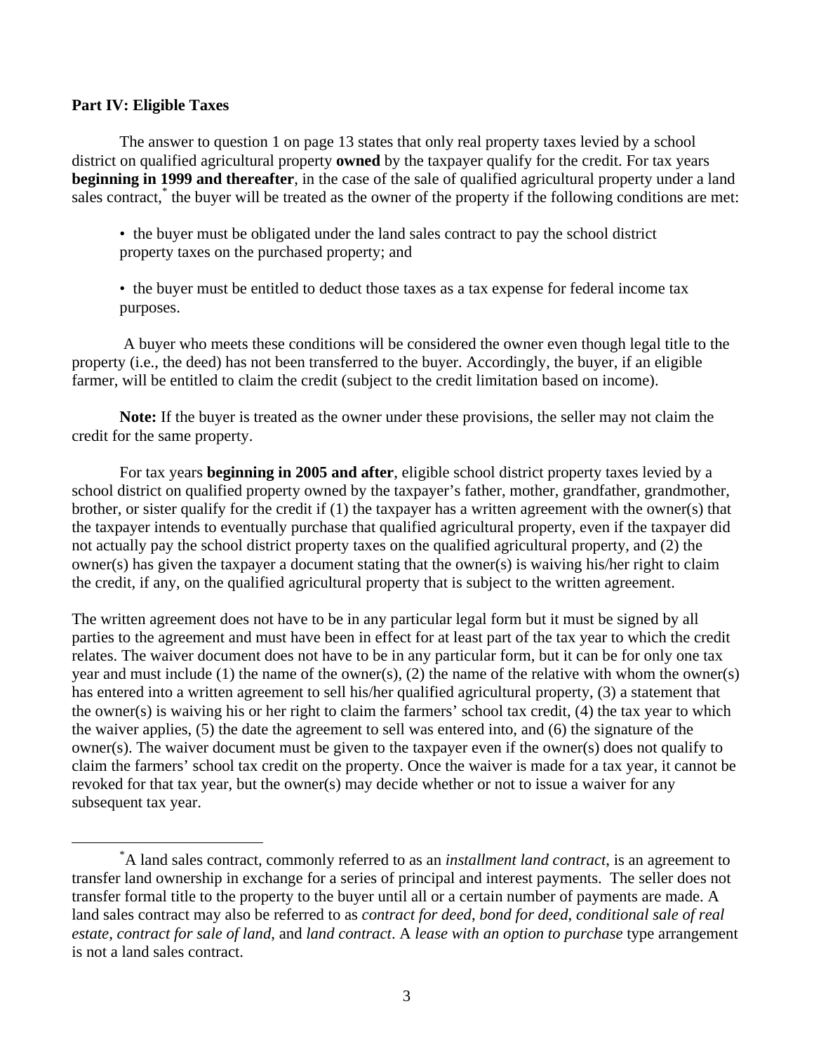**Part IV: Eligible Taxes**

The answer to question 1 on page 13 states that only real property taxes levied by a school district on qualified agricultural property **owned** by the taxpayer qualify for the credit. For tax years **beginning in 1999 and thereafter**, in the case of the sale of qualified agricultural property under a land sales contract,[*] the buyer will be treated as the owner of the property if the following conditions are met:

- the buyer must be obligated under the land sales contract to pay the school district property taxes on the purchased property; and
- the buyer must be entitled to deduct those taxes as a tax expense for federal income tax purposes.

A buyer who meets these conditions will be considered the owner even though legal title to the property (i.e., the deed) has not been transferred to the buyer. Accordingly, the buyer, if an eligible farmer, will be entitled to claim the credit (subject to the credit limitation based on income).

**Note:** If the buyer is treated as the owner under these provisions, the seller may not claim the credit for the same property.

For tax years **beginning in 2005 and after**, eligible school district property taxes levied by a school district on qualified property owned by the taxpayer's father, mother, grandfather, grandmother, brother, or sister qualify for the credit if (1) the taxpayer has a written agreement with the owner(s) that the taxpayer intends to eventually purchase that qualified agricultural property, even if the taxpayer did not actually pay the school district property taxes on the qualified agricultural property, and (2) the owner(s) has given the taxpayer a document stating that the owner(s) is waiving his/her right to claim the credit, if any, on the qualified agricultural property that is subject to the written agreement.

The written agreement does not have to be in any particular legal form but it must be signed by all parties to the agreement and must have been in effect for at least part of the tax year to which the credit relates. The waiver document does not have to be in any particular form, but it can be for only one tax year and must include (1) the name of the owner(s), (2) the name of the relative with whom the owner(s) has entered into a written agreement to sell his/her qualified agricultural property, (3) a statement that the owner(s) is waiving his or her right to claim the farmers' school tax credit, (4) the tax year to which the waiver applies, (5) the date the agreement to sell was entered into, and (6) the signature of the owner(s). The waiver document must be given to the taxpayer even if the owner(s) does not qualify to claim the farmers' school tax credit on the property. Once the waiver is made for a tax year, it cannot be revoked for that tax year, but the owner(s) may decide whether or not to issue a waiver for any subsequent tax year.

---

[*] A land sales contract, commonly referred to as an *installment land contract*, is an agreement to transfer land ownership in exchange for a series of principal and interest payments. The seller does not transfer formal title to the property to the buyer until all or a certain number of payments are made. A land sales contract may also be referred to as *contract for deed*, *bond for deed*, *conditional sale of real estate*, *contract for sale of land*, and *land contract*. A *lease with an option to purchase* type arrangement is not a land sales contract.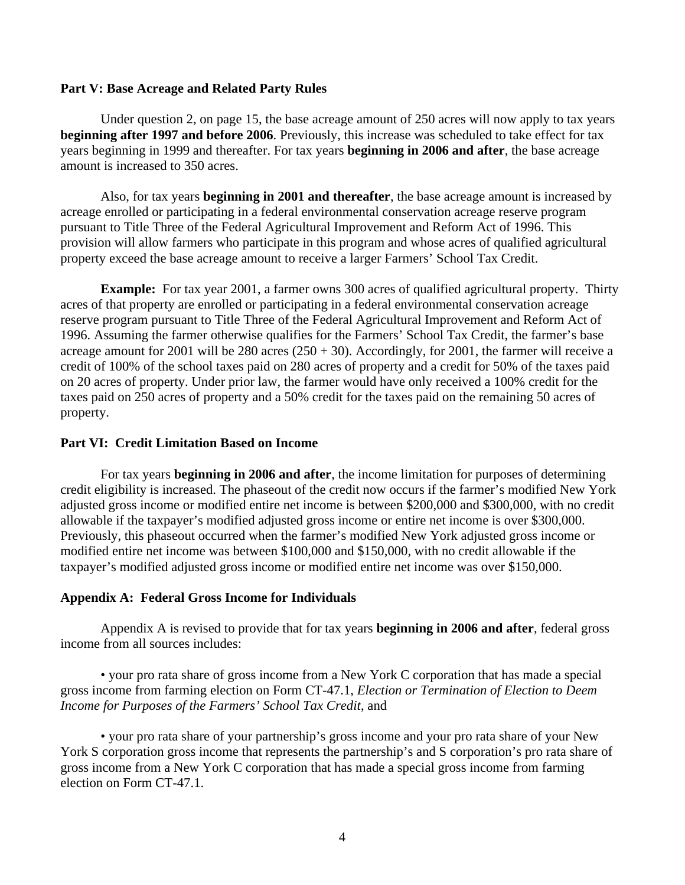**Part V: Base Acreage and Related Party Rules**

Under question 2, on page 15, the base acreage amount of 250 acres will now apply to tax years **beginning after 1997 and before 2006**. Previously, this increase was scheduled to take effect for tax years beginning in 1999 and thereafter. For tax years **beginning in 2006 and after**, the base acreage amount is increased to 350 acres.

Also, for tax years **beginning in 2001 and thereafter**, the base acreage amount is increased by acreage enrolled or participating in a federal environmental conservation acreage reserve program pursuant to Title Three of the Federal Agricultural Improvement and Reform Act of 1996. This provision will allow farmers who participate in this program and whose acres of qualified agricultural property exceed the base acreage amount to receive a larger Farmers' School Tax Credit.

**Example:** For tax year 2001, a farmer owns 300 acres of qualified agricultural property. Thirty acres of that property are enrolled or participating in a federal environmental conservation acreage reserve program pursuant to Title Three of the Federal Agricultural Improvement and Reform Act of 1996. Assuming the farmer otherwise qualifies for the Farmers' School Tax Credit, the farmer's base acreage amount for 2001 will be 280 acres (250 + 30). Accordingly, for 2001, the farmer will receive a credit of 100% of the school taxes paid on 280 acres of property and a credit for 50% of the taxes paid on 20 acres of property. Under prior law, the farmer would have only received a 100% credit for the taxes paid on 250 acres of property and a 50% credit for the taxes paid on the remaining 50 acres of property.

**Part VI: Credit Limitation Based on Income**

For tax years **beginning in 2006 and after**, the income limitation for purposes of determining credit eligibility is increased. The phaseout of the credit now occurs if the farmer's modified New York adjusted gross income or modified entire net income is between $200,000 and $300,000, with no credit allowable if the taxpayer's modified adjusted gross income or entire net income is over $300,000. Previously, this phaseout occurred when the farmer's modified New York adjusted gross income or modified entire net income was between $100,000 and $150,000, with no credit allowable if the taxpayer's modified adjusted gross income or modified entire net income was over $150,000.

**Appendix A: Federal Gross Income for Individuals**

Appendix A is revised to provide that for tax years **beginning in 2006 and after**, federal gross income from all sources includes:

- your pro rata share of gross income from a New York C corporation that has made a special gross income from farming election on Form CT-47.1, *Election or Termination of Election to Deem Income for Purposes of the Farmers' School Tax Credit*, and

- your pro rata share of your partnership's gross income and your pro rata share of your New York S corporation gross income that represents the partnership's and S corporation's pro rata share of gross income from a New York C corporation that has made a special gross income from farming election on Form CT-47.1.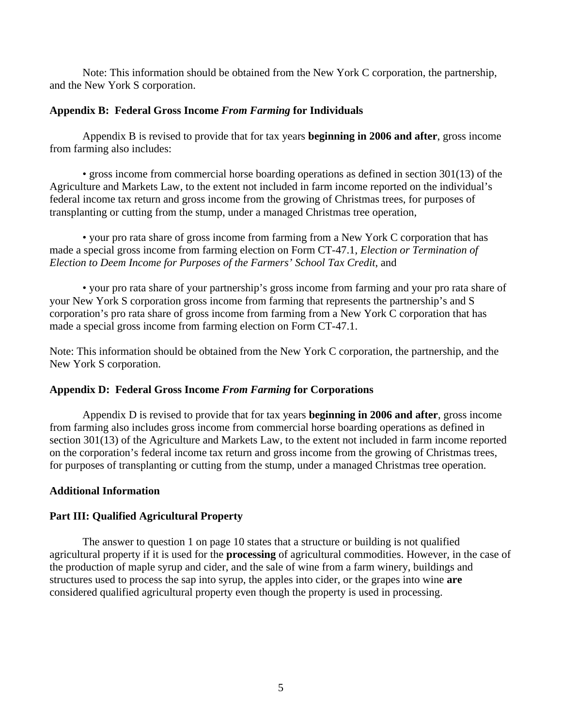Note: This information should be obtained from the New York C corporation, the partnership, and the New York S corporation.

### Appendix B: Federal Gross Income *From Farming* for Individuals

Appendix B is revised to provide that for tax years **beginning in 2006 and after**, gross income from farming also includes:

- gross income from commercial horse boarding operations as defined in section 301(13) of the Agriculture and Markets Law, to the extent not included in farm income reported on the individual's federal income tax return and gross income from the growing of Christmas trees, for purposes of transplanting or cutting from the stump, under a managed Christmas tree operation,

- your pro rata share of gross income from farming from a New York C corporation that has made a special gross income from farming election on Form CT-47.1, *Election or Termination of Election to Deem Income for Purposes of the Farmers' School Tax Credit*, and

- your pro rata share of your partnership's gross income from farming and your pro rata share of your New York S corporation gross income from farming that represents the partnership's and S corporation's pro rata share of gross income from farming from a New York C corporation that has made a special gross income from farming election on Form CT-47.1.

Note: This information should be obtained from the New York C corporation, the partnership, and the New York S corporation.

### Appendix D: Federal Gross Income *From Farming* for Corporations

Appendix D is revised to provide that for tax years **beginning in 2006 and after**, gross income from farming also includes gross income from commercial horse boarding operations as defined in section 301(13) of the Agriculture and Markets Law, to the extent not included in farm income reported on the corporation's federal income tax return and gross income from the growing of Christmas trees, for purposes of transplanting or cutting from the stump, under a managed Christmas tree operation.

### Additional Information

### Part III: Qualified Agricultural Property

The answer to question 1 on page 10 states that a structure or building is not qualified agricultural property if it is used for the **processing** of agricultural commodities. However, in the case of the production of maple syrup and cider, and the sale of wine from a farm winery, buildings and structures used to process the sap into syrup, the apples into cider, or the grapes into wine **are** considered qualified agricultural property even though the property is used in processing.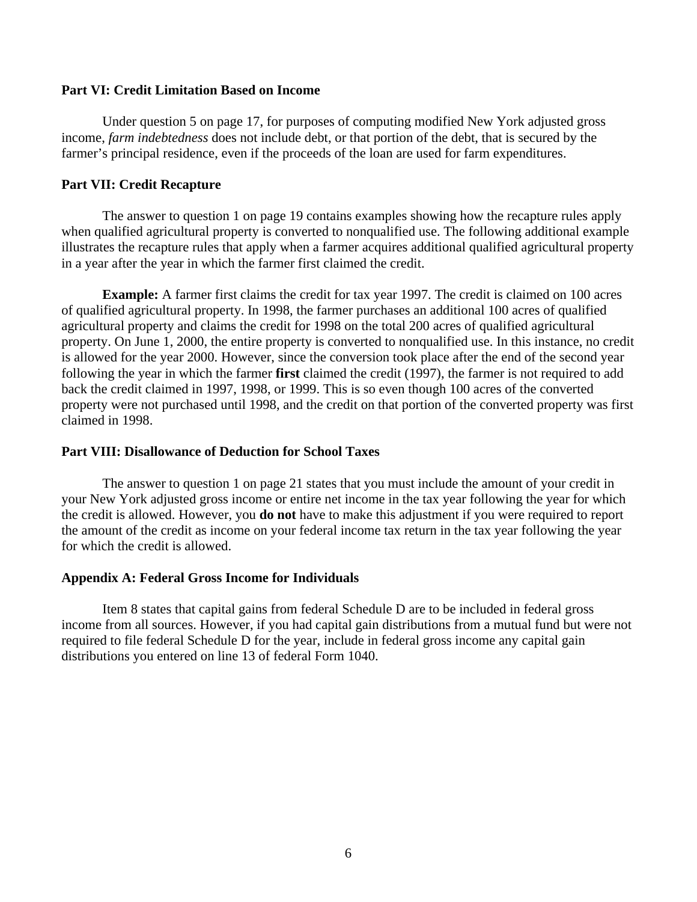**Part VI: Credit Limitation Based on Income**

Under question 5 on page 17, for purposes of computing modified New York adjusted gross income, *farm indebtedness* does not include debt, or that portion of the debt, that is secured by the farmer's principal residence, even if the proceeds of the loan are used for farm expenditures.

**Part VII: Credit Recapture**

The answer to question 1 on page 19 contains examples showing how the recapture rules apply when qualified agricultural property is converted to nonqualified use. The following additional example illustrates the recapture rules that apply when a farmer acquires additional qualified agricultural property in a year after the year in which the farmer first claimed the credit.

**Example:** A farmer first claims the credit for tax year 1997. The credit is claimed on 100 acres of qualified agricultural property. In 1998, the farmer purchases an additional 100 acres of qualified agricultural property and claims the credit for 1998 on the total 200 acres of qualified agricultural property. On June 1, 2000, the entire property is converted to nonqualified use. In this instance, no credit is allowed for the year 2000. However, since the conversion took place after the end of the second year following the year in which the farmer **first** claimed the credit (1997), the farmer is not required to add back the credit claimed in 1997, 1998, or 1999. This is so even though 100 acres of the converted property were not purchased until 1998, and the credit on that portion of the converted property was first claimed in 1998.

**Part VIII: Disallowance of Deduction for School Taxes**

The answer to question 1 on page 21 states that you must include the amount of your credit in your New York adjusted gross income or entire net income in the tax year following the year for which the credit is allowed. However, you **do not** have to make this adjustment if you were required to report the amount of the credit as income on your federal income tax return in the tax year following the year for which the credit is allowed.

**Appendix A: Federal Gross Income for Individuals**

Item 8 states that capital gains from federal Schedule D are to be included in federal gross income from all sources. However, if you had capital gain distributions from a mutual fund but were not required to file federal Schedule D for the year, include in federal gross income any capital gain distributions you entered on line 13 of federal Form 1040.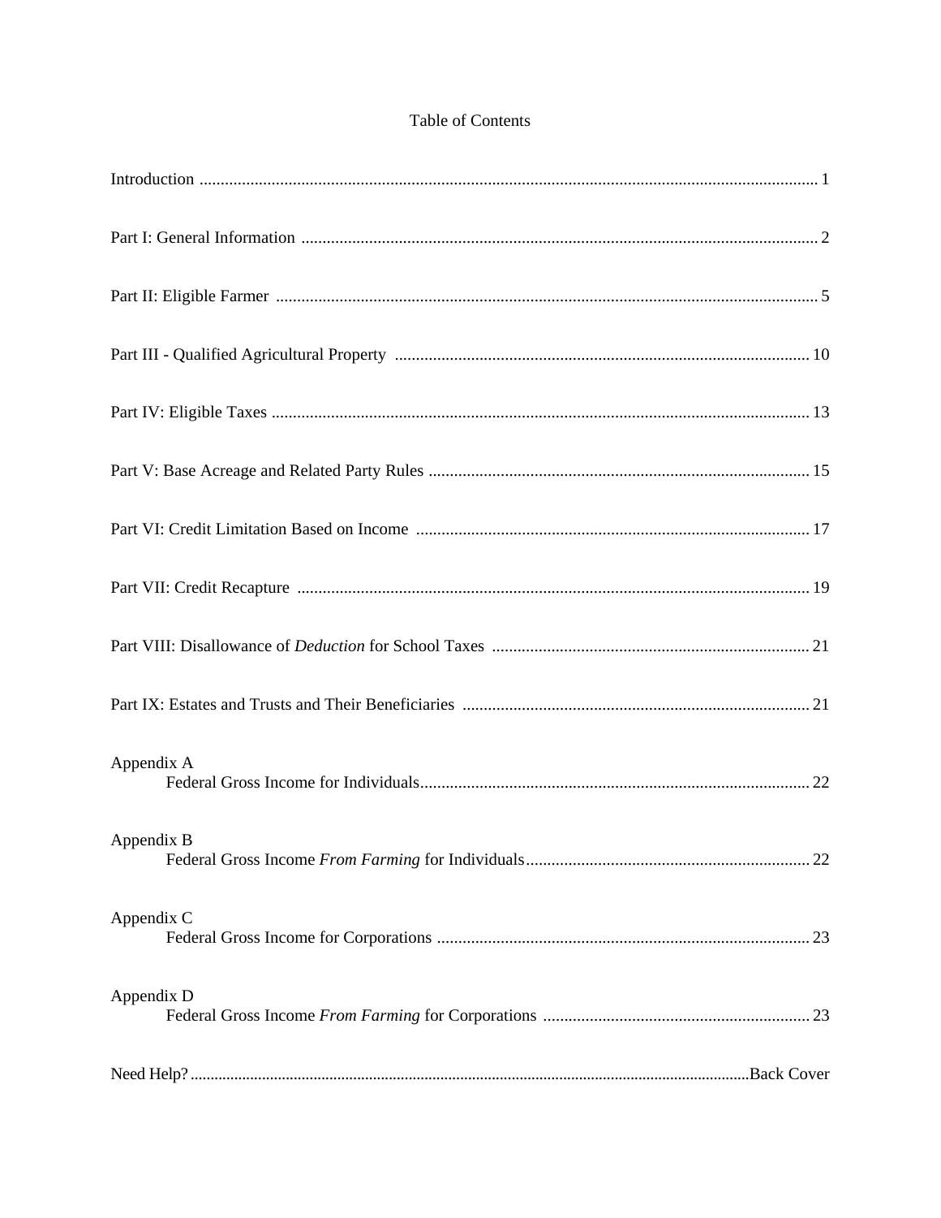# Table of Contents

Introduction ................................................................ 1

Part I: General Information ................................................................ 2

Part II: Eligible Farmer ................................................................ 5

Part III - Qualified Agricultural Property ................................................................ 10

Part IV: Eligible Taxes ................................................................ 13

Part V: Base Acreage and Related Party Rules ................................................................ 15

Part VI: Credit Limitation Based on Income ................................................................ 17

Part VII: Credit Recapture ................................................................ 19

Part VIII: Disallowance of *Deduction* for School Taxes ................................................................ 21

Part IX: Estates and Trusts and Their Beneficiaries ................................................................ 21

Appendix A
Federal Gross Income for Individuals................................................................ 22

Appendix B
Federal Gross Income *From Farming* for Individuals................................................................ 22

Appendix C
Federal Gross Income for Corporations ................................................................ 23

Appendix D
Federal Gross Income *From Farming* for Corporations ................................................................ 23

Need Help?................................................................Back Cover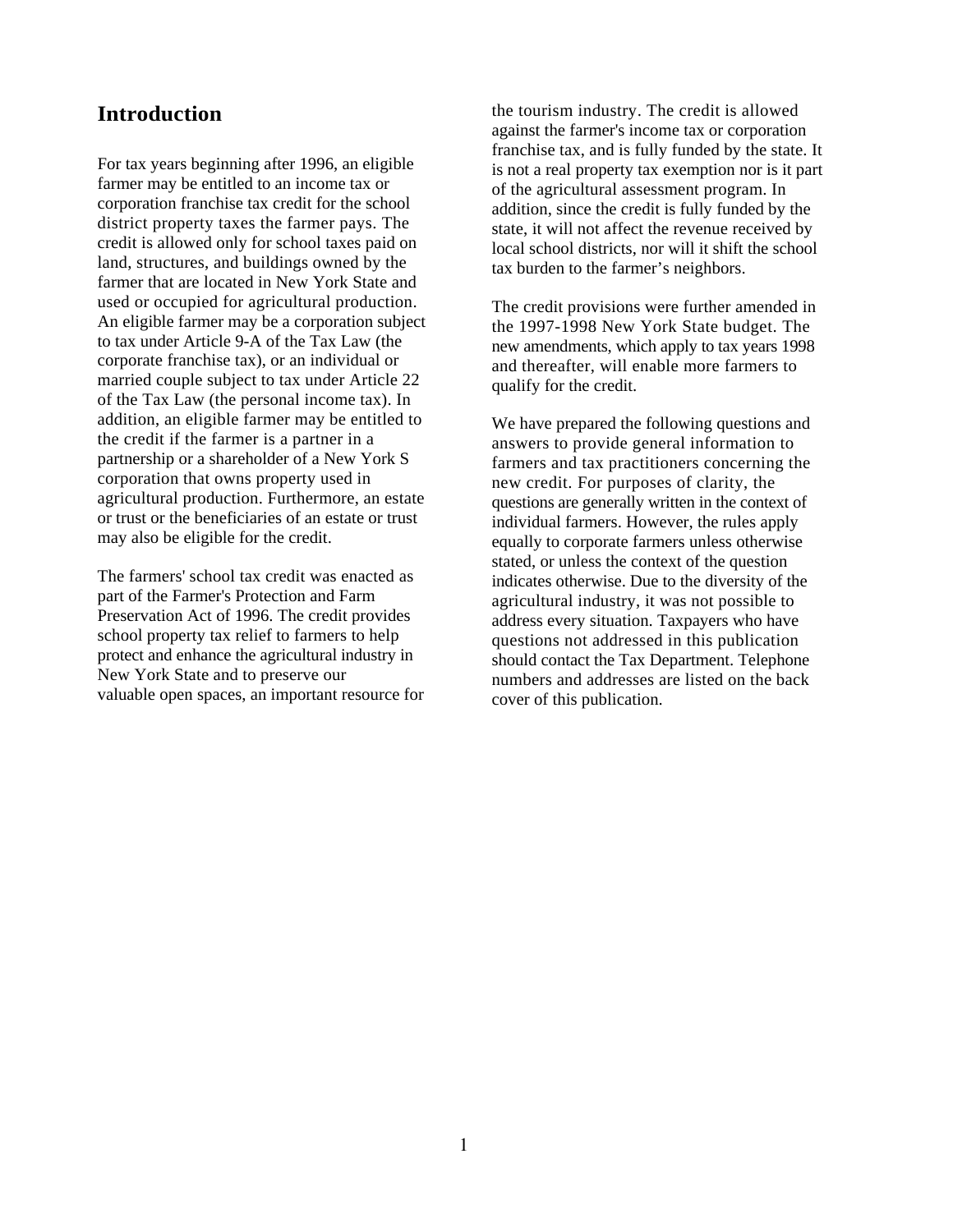## Introduction

For tax years beginning after 1996, an eligible farmer may be entitled to an income tax or corporation franchise tax credit for the school district property taxes the farmer pays. The credit is allowed only for school taxes paid on land, structures, and buildings owned by the farmer that are located in New York State and used or occupied for agricultural production. An eligible farmer may be a corporation subject to tax under Article 9-A of the Tax Law (the corporate franchise tax), or an individual or married couple subject to tax under Article 22 of the Tax Law (the personal income tax). In addition, an eligible farmer may be entitled to the credit if the farmer is a partner in a partnership or a shareholder of a New York S corporation that owns property used in agricultural production. Furthermore, an estate or trust or the beneficiaries of an estate or trust may also be eligible for the credit.

The farmers' school tax credit was enacted as part of the Farmer's Protection and Farm Preservation Act of 1996. The credit provides school property tax relief to farmers to help protect and enhance the agricultural industry in New York State and to preserve our valuable open spaces, an important resource for the tourism industry. The credit is allowed against the farmer's income tax or corporation franchise tax, and is fully funded by the state. It is not a real property tax exemption nor is it part of the agricultural assessment program. In addition, since the credit is fully funded by the state, it will not affect the revenue received by local school districts, nor will it shift the school tax burden to the farmer's neighbors.

The credit provisions were further amended in the 1997-1998 New York State budget. The new amendments, which apply to tax years 1998 and thereafter, will enable more farmers to qualify for the credit.

We have prepared the following questions and answers to provide general information to farmers and tax practitioners concerning the new credit. For purposes of clarity, the questions are generally written in the context of individual farmers. However, the rules apply equally to corporate farmers unless otherwise stated, or unless the context of the question indicates otherwise. Due to the diversity of the agricultural industry, it was not possible to address every situation. Taxpayers who have questions not addressed in this publication should contact the Tax Department. Telephone numbers and addresses are listed on the back cover of this publication.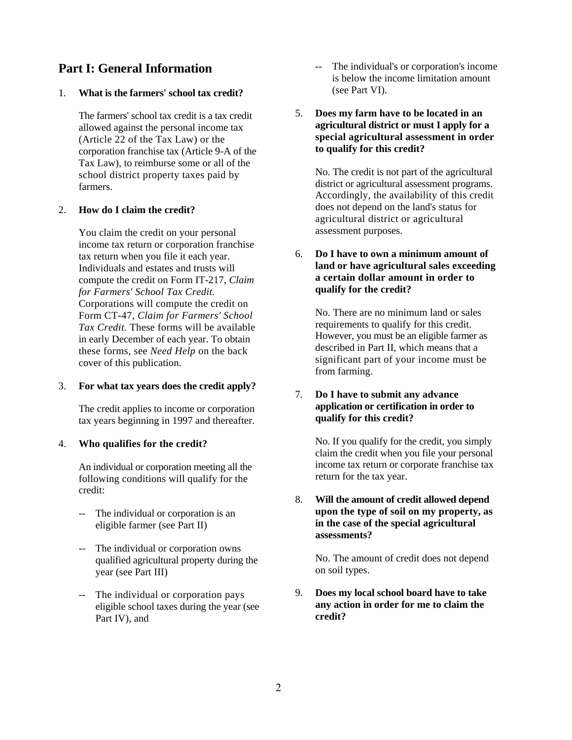## Part I: General Information

1. **What is the farmers' school tax credit?**

   The farmers' school tax credit is a tax credit allowed against the personal income tax (Article 22 of the Tax Law) or the corporation franchise tax (Article 9-A of the Tax Law), to reimburse some or all of the school district property taxes paid by farmers.

2. **How do I claim the credit?**

   You claim the credit on your personal income tax return or corporation franchise tax return when you file it each year. Individuals and estates and trusts will compute the credit on Form IT-217, *Claim for Farmers' School Tax Credit*. Corporations will compute the credit on Form CT-47, *Claim for Farmers' School Tax Credit.* These forms will be available in early December of each year. To obtain these forms, see *Need Help* on the back cover of this publication.

3. **For what tax years does the credit apply?**

   The credit applies to income or corporation tax years beginning in 1997 and thereafter.

4. **Who qualifies for the credit?**

   An individual or corporation meeting all the following conditions will qualify for the credit:

   -- The individual or corporation is an eligible farmer (see Part II)

   -- The individual or corporation owns qualified agricultural property during the year (see Part III)

   -- The individual or corporation pays eligible school taxes during the year (see Part IV), and

   -- The individual's or corporation's income is below the income limitation amount (see Part VI).

5. **Does my farm have to be located in an agricultural district or must I apply for a special agricultural assessment in order to qualify for this credit?**

   No. The credit is not part of the agricultural district or agricultural assessment programs. Accordingly, the availability of this credit does not depend on the land's status for agricultural district or agricultural assessment purposes.

6. **Do I have to own a minimum amount of land or have agricultural sales exceeding a certain dollar amount in order to qualify for the credit?**

   No. There are no minimum land or sales requirements to qualify for this credit. However, you must be an eligible farmer as described in Part II, which means that a significant part of your income must be from farming.

7. **Do I have to submit any advance application or certification in order to qualify for this credit?**

   No. If you qualify for the credit, you simply claim the credit when you file your personal income tax return or corporate franchise tax return for the tax year.

8. **Will the amount of credit allowed depend upon the type of soil on my property, as in the case of the special agricultural assessments?**

   No. The amount of credit does not depend on soil types.

9. **Does my local school board have to take any action in order for me to claim the credit?**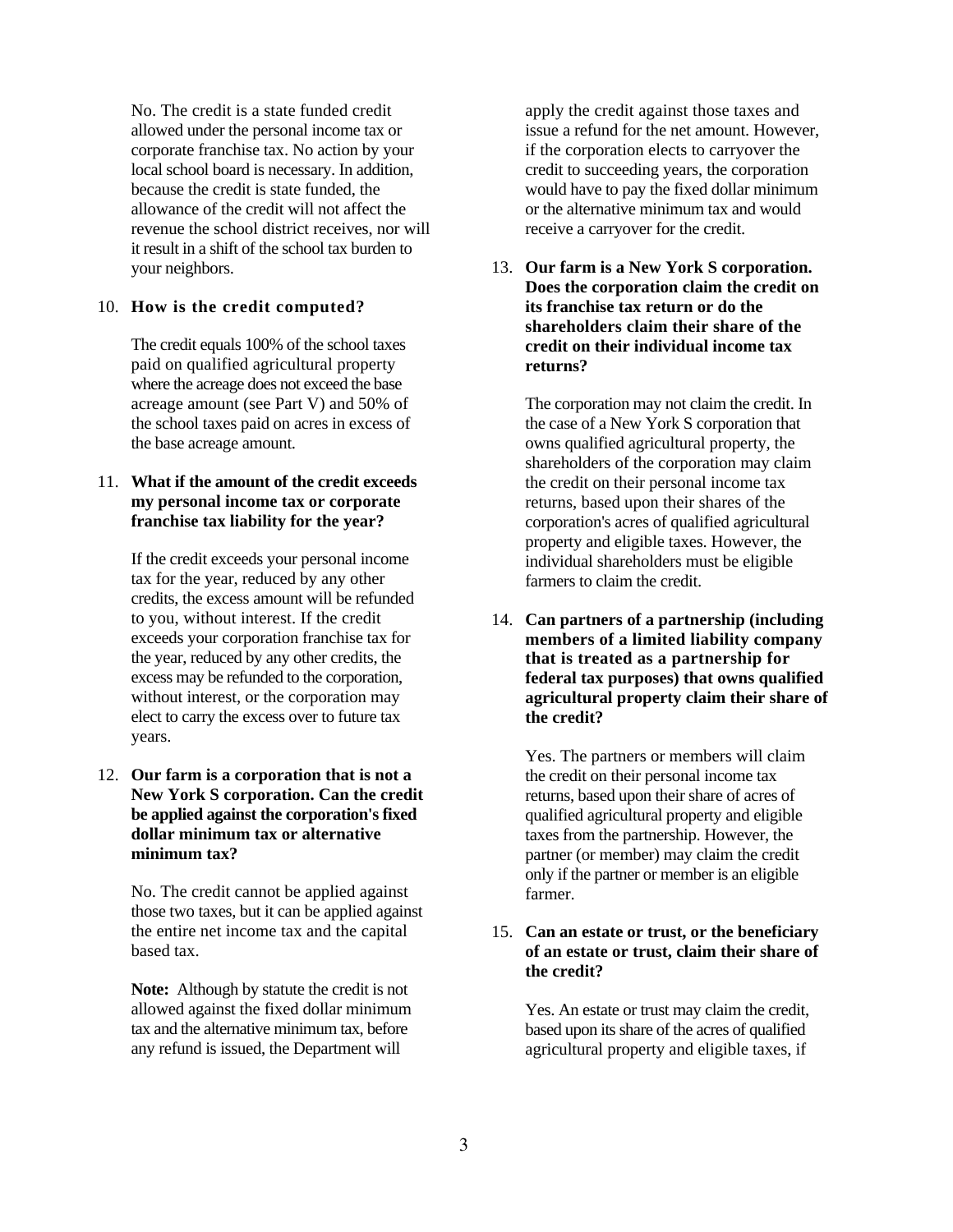No. The credit is a state funded credit allowed under the personal income tax or corporate franchise tax. No action by your local school board is necessary. In addition, because the credit is state funded, the allowance of the credit will not affect the revenue the school district receives, nor will it result in a shift of the school tax burden to your neighbors.

10. **How is the credit computed?**

    The credit equals 100% of the school taxes paid on qualified agricultural property where the acreage does not exceed the base acreage amount (see Part V) and 50% of the school taxes paid on acres in excess of the base acreage amount.

11. **What if the amount of the credit exceeds my personal income tax or corporate franchise tax liability for the year?**

    If the credit exceeds your personal income tax for the year, reduced by any other credits, the excess amount will be refunded to you, without interest. If the credit exceeds your corporation franchise tax for the year, reduced by any other credits, the excess may be refunded to the corporation, without interest, or the corporation may elect to carry the excess over to future tax years.

12. **Our farm is a corporation that is not a New York S corporation. Can the credit be applied against the corporation's fixed dollar minimum tax or alternative minimum tax?**

    No. The credit cannot be applied against those two taxes, but it can be applied against the entire net income tax and the capital based tax.

    **Note:** Although by statute the credit is not allowed against the fixed dollar minimum tax and the alternative minimum tax, before any refund is issued, the Department will apply the credit against those taxes and issue a refund for the net amount. However, if the corporation elects to carryover the credit to succeeding years, the corporation would have to pay the fixed dollar minimum or the alternative minimum tax and would receive a carryover for the credit.

13. **Our farm is a New York S corporation. Does the corporation claim the credit on its franchise tax return or do the shareholders claim their share of the credit on their individual income tax returns?**

    The corporation may not claim the credit. In the case of a New York S corporation that owns qualified agricultural property, the shareholders of the corporation may claim the credit on their personal income tax returns, based upon their shares of the corporation's acres of qualified agricultural property and eligible taxes. However, the individual shareholders must be eligible farmers to claim the credit.

14. **Can partners of a partnership (including members of a limited liability company that is treated as a partnership for federal tax purposes) that owns qualified agricultural property claim their share of the credit?**

    Yes. The partners or members will claim the credit on their personal income tax returns, based upon their share of acres of qualified agricultural property and eligible taxes from the partnership. However, the partner (or member) may claim the credit only if the partner or member is an eligible farmer.

15. **Can an estate or trust, or the beneficiary of an estate or trust, claim their share of the credit?**

    Yes. An estate or trust may claim the credit, based upon its share of the acres of qualified agricultural property and eligible taxes, if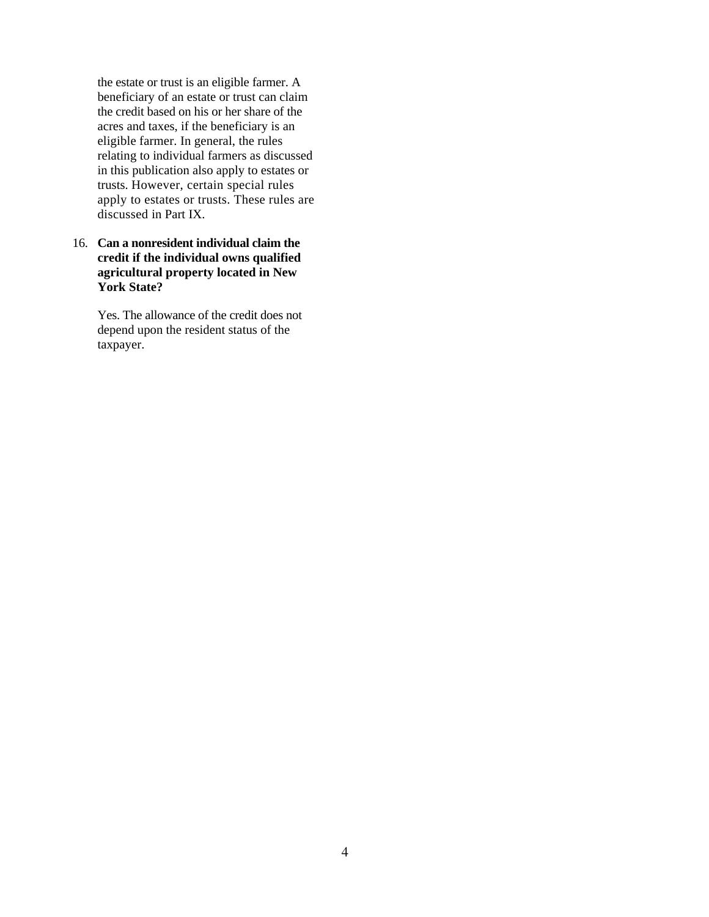the estate or trust is an eligible farmer. A beneficiary of an estate or trust can claim the credit based on his or her share of the acres and taxes, if the beneficiary is an eligible farmer. In general, the rules relating to individual farmers as discussed in this publication also apply to estates or trusts. However, certain special rules apply to estates or trusts. These rules are discussed in Part IX.

16. **Can a nonresident individual claim the credit if the individual owns qualified agricultural property located in New York State?**

    Yes. The allowance of the credit does not depend upon the resident status of the taxpayer.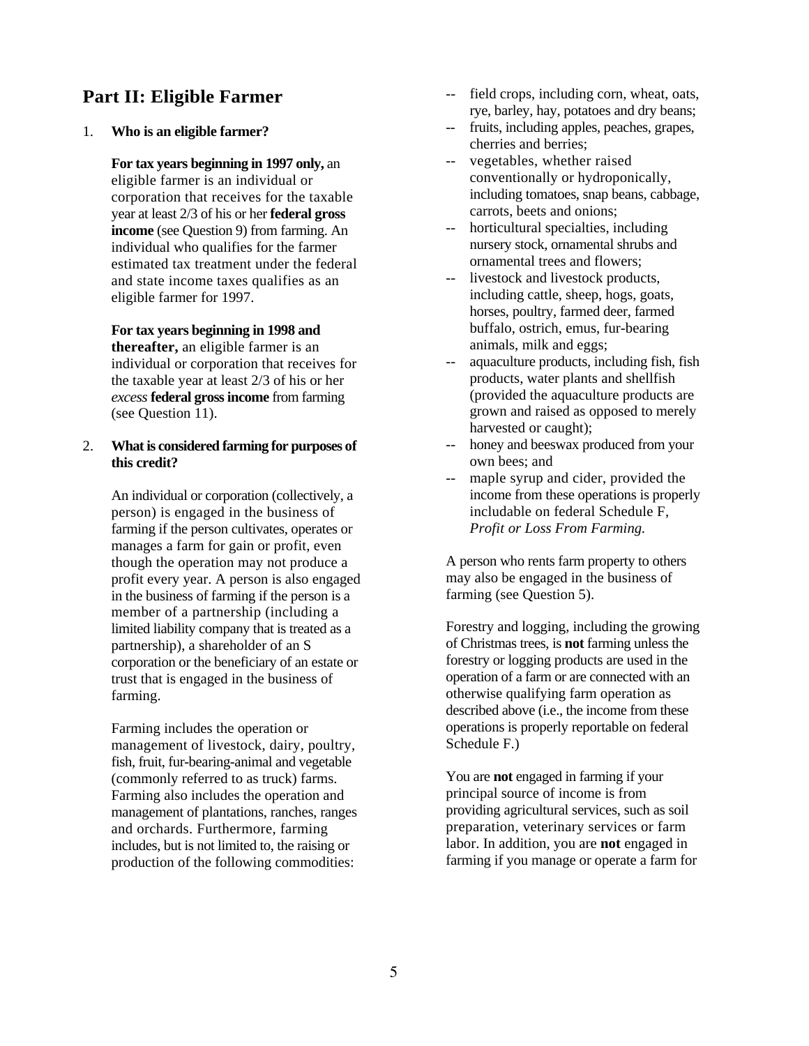## Part II: Eligible Farmer

1. **Who is an eligible farmer?**

   **For tax years beginning in 1997 only,** an eligible farmer is an individual or corporation that receives for the taxable year at least 2/3 of his or her **federal gross income** (see Question 9) from farming. An individual who qualifies for the farmer estimated tax treatment under the federal and state income taxes qualifies as an eligible farmer for 1997.

   **For tax years beginning in 1998 and thereafter,** an eligible farmer is an individual or corporation that receives for the taxable year at least 2/3 of his or her *excess* **federal gross income** from farming (see Question 11).

2. **What is considered farming for purposes of this credit?**

   An individual or corporation (collectively, a person) is engaged in the business of farming if the person cultivates, operates or manages a farm for gain or profit, even though the operation may not produce a profit every year. A person is also engaged in the business of farming if the person is a member of a partnership (including a limited liability company that is treated as a partnership), a shareholder of an S corporation or the beneficiary of an estate or trust that is engaged in the business of farming.

   Farming includes the operation or management of livestock, dairy, poultry, fish, fruit, fur-bearing-animal and vegetable (commonly referred to as truck) farms. Farming also includes the operation and management of plantations, ranches, ranges and orchards. Furthermore, farming includes, but is not limited to, the raising or production of the following commodities:

   -- field crops, including corn, wheat, oats, rye, barley, hay, potatoes and dry beans;
   -- fruits, including apples, peaches, grapes, cherries and berries;
   -- vegetables, whether raised conventionally or hydroponically, including tomatoes, snap beans, cabbage, carrots, beets and onions;
   -- horticultural specialties, including nursery stock, ornamental shrubs and ornamental trees and flowers;
   -- livestock and livestock products, including cattle, sheep, hogs, goats, horses, poultry, farmed deer, farmed buffalo, ostrich, emus, fur-bearing animals, milk and eggs;
   -- aquaculture products, including fish, fish products, water plants and shellfish (provided the aquaculture products are grown and raised as opposed to merely harvested or caught);
   -- honey and beeswax produced from your own bees; and
   -- maple syrup and cider, provided the income from these operations is properly includable on federal Schedule F, *Profit or Loss From Farming.*

   A person who rents farm property to others may also be engaged in the business of farming (see Question 5).

   Forestry and logging, including the growing of Christmas trees, is **not** farming unless the forestry or logging products are used in the operation of a farm or are connected with an otherwise qualifying farm operation as described above (i.e., the income from these operations is properly reportable on federal Schedule F.)

   You are **not** engaged in farming if your principal source of income is from providing agricultural services, such as soil preparation, veterinary services or farm labor. In addition, you are **not** engaged in farming if you manage or operate a farm for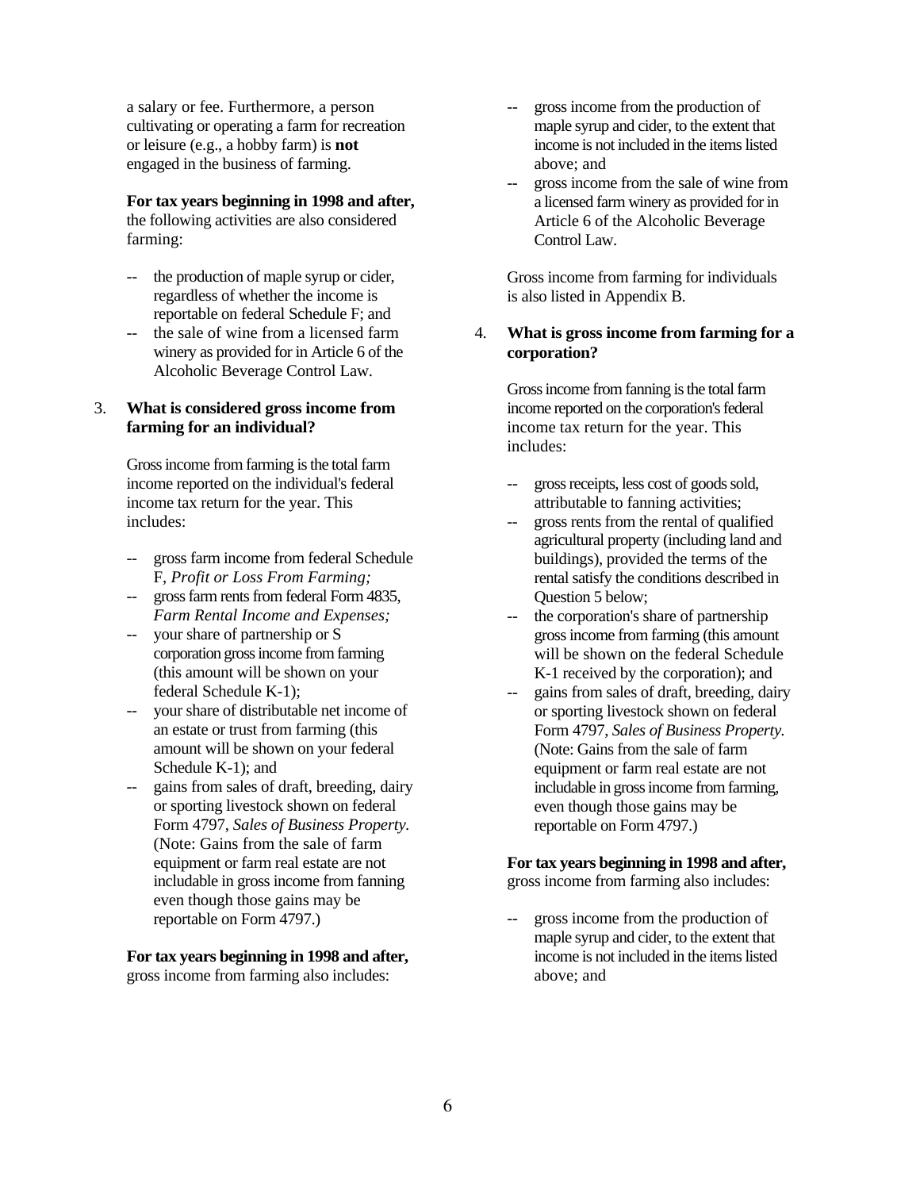a salary or fee. Furthermore, a person cultivating or operating a farm for recreation or leisure (e.g., a hobby farm) is **not** engaged in the business of farming.

**For tax years beginning in 1998 and after,** the following activities are also considered farming:

- the production of maple syrup or cider, regardless of whether the income is reportable on federal Schedule F; and
- the sale of wine from a licensed farm winery as provided for in Article 6 of the Alcoholic Beverage Control Law.

3. **What is considered gross income from farming for an individual?**

Gross income from farming is the total farm income reported on the individual's federal income tax return for the year. This includes:

- gross farm income from federal Schedule F, *Profit or Loss From Farming;*
- gross farm rents from federal Form 4835, *Farm Rental Income and Expenses;*
- your share of partnership or S corporation gross income from farming (this amount will be shown on your federal Schedule K-1);
- your share of distributable net income of an estate or trust from farming (this amount will be shown on your federal Schedule K-1); and
- gains from sales of draft, breeding, dairy or sporting livestock shown on federal Form 4797, *Sales of Business Property.* (Note: Gains from the sale of farm equipment or farm real estate are not includable in gross income from fanning even though those gains may be reportable on Form 4797.)

**For tax years beginning in 1998 and after,** gross income from farming also includes:

- gross income from the production of maple syrup and cider, to the extent that income is not included in the items listed above; and
- gross income from the sale of wine from a licensed farm winery as provided for in Article 6 of the Alcoholic Beverage Control Law.

Gross income from farming for individuals is also listed in Appendix B.

4. **What is gross income from farming for a corporation?**

Gross income from fanning is the total farm income reported on the corporation's federal income tax return for the year. This includes:

- gross receipts, less cost of goods sold, attributable to fanning activities;
- gross rents from the rental of qualified agricultural property (including land and buildings), provided the terms of the rental satisfy the conditions described in Question 5 below;
- the corporation's share of partnership gross income from farming (this amount will be shown on the federal Schedule K-1 received by the corporation); and
- gains from sales of draft, breeding, dairy or sporting livestock shown on federal Form 4797, *Sales of Business Property.* (Note: Gains from the sale of farm equipment or farm real estate are not includable in gross income from farming, even though those gains may be reportable on Form 4797.)

**For tax years beginning in 1998 and after,** gross income from farming also includes:

- gross income from the production of maple syrup and cider, to the extent that income is not included in the items listed above; and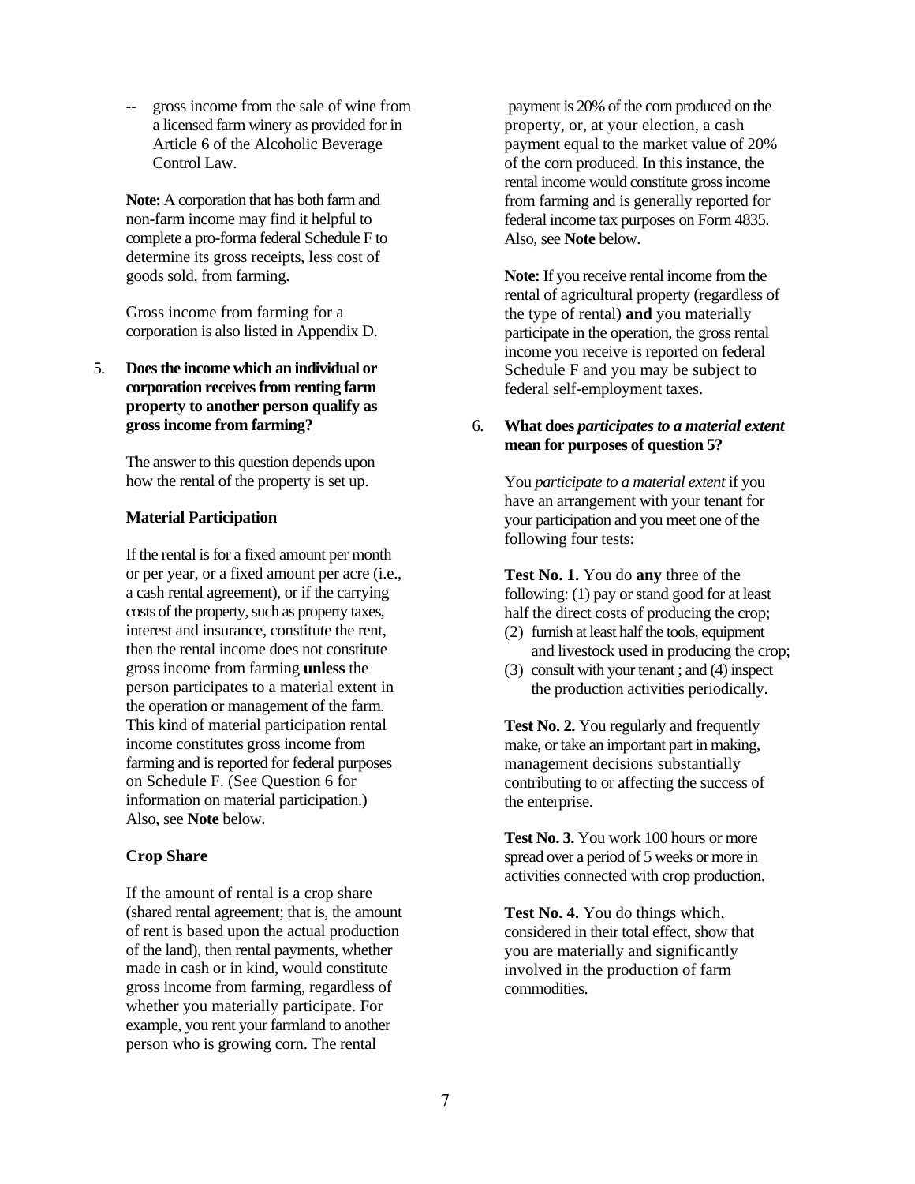-- gross income from the sale of wine from a licensed farm winery as provided for in Article 6 of the Alcoholic Beverage Control Law.

**Note:** A corporation that has both farm and non-farm income may find it helpful to complete a pro-forma federal Schedule F to determine its gross receipts, less cost of goods sold, from farming.

Gross income from farming for a corporation is also listed in Appendix D.

5. **Does the income which an individual or corporation receives from renting farm property to another person qualify as gross income from farming?**

The answer to this question depends upon how the rental of the property is set up.

**Material Participation**

If the rental is for a fixed amount per month or per year, or a fixed amount per acre (i.e., a cash rental agreement), or if the carrying costs of the property, such as property taxes, interest and insurance, constitute the rent, then the rental income does not constitute gross income from farming **unless** the person participates to a material extent in the operation or management of the farm. This kind of material participation rental income constitutes gross income from farming and is reported for federal purposes on Schedule F. (See Question 6 for information on material participation.) Also, see **Note** below.

**Crop Share**

If the amount of rental is a crop share (shared rental agreement; that is, the amount of rent is based upon the actual production of the land), then rental payments, whether made in cash or in kind, would constitute gross income from farming, regardless of whether you materially participate. For example, you rent your farmland to another person who is growing corn. The rental payment is 20% of the corn produced on the property, or, at your election, a cash payment equal to the market value of 20% of the corn produced. In this instance, the rental income would constitute gross income from farming and is generally reported for federal income tax purposes on Form 4835. Also, see **Note** below.

**Note:** If you receive rental income from the rental of agricultural property (regardless of the type of rental) **and** you materially participate in the operation, the gross rental income you receive is reported on federal Schedule F and you may be subject to federal self-employment taxes.

6. **What does *participates to a material extent* mean for purposes of question 5?**

You *participate to a material extent* if you have an arrangement with your tenant for your participation and you meet one of the following four tests:

**Test No. 1.** You do **any** three of the following: (1) pay or stand good for at least half the direct costs of producing the crop;
(2) furnish at least half the tools, equipment and livestock used in producing the crop;
(3) consult with your tenant ; and (4) inspect the production activities periodically.

**Test No. 2.** You regularly and frequently make, or take an important part in making, management decisions substantially contributing to or affecting the success of the enterprise.

**Test No. 3.** You work 100 hours or more spread over a period of 5 weeks or more in activities connected with crop production.

**Test No. 4.** You do things which, considered in their total effect, show that you are materially and significantly involved in the production of farm commodities.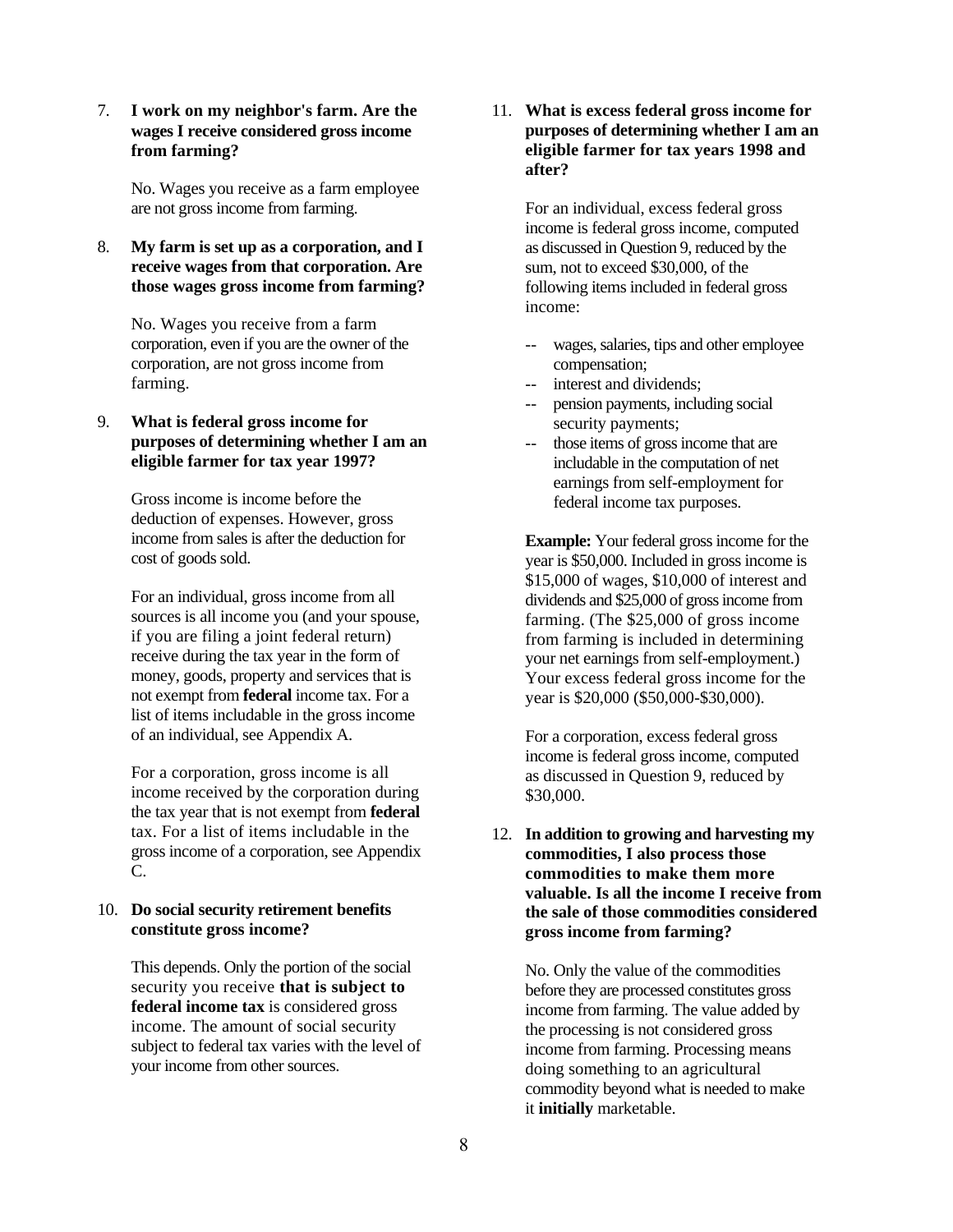7. **I work on my neighbor's farm. Are the wages I receive considered gross income from farming?**

   No. Wages you receive as a farm employee are not gross income from farming.

8. **My farm is set up as a corporation, and I receive wages from that corporation. Are those wages gross income from farming?**

   No. Wages you receive from a farm corporation, even if you are the owner of the corporation, are not gross income from farming.

9. **What is federal gross income for purposes of determining whether I am an eligible farmer for tax year 1997?**

   Gross income is income before the deduction of expenses. However, gross income from sales is after the deduction for cost of goods sold.

   For an individual, gross income from all sources is all income you (and your spouse, if you are filing a joint federal return) receive during the tax year in the form of money, goods, property and services that is not exempt from **federal** income tax. For a list of items includable in the gross income of an individual, see Appendix A.

   For a corporation, gross income is all income received by the corporation during the tax year that is not exempt from **federal** tax. For a list of items includable in the gross income of a corporation, see Appendix C.

10. **Do social security retirement benefits constitute gross income?**

    This depends. Only the portion of the social security you receive **that is subject to federal income tax** is considered gross income. The amount of social security subject to federal tax varies with the level of your income from other sources.

11. **What is excess federal gross income for purposes of determining whether I am an eligible farmer for tax years 1998 and after?**

    For an individual, excess federal gross income is federal gross income, computed as discussed in Question 9, reduced by the sum, not to exceed $30,000, of the following items included in federal gross income:

    -- wages, salaries, tips and other employee compensation;
    -- interest and dividends;
    -- pension payments, including social security payments;
    -- those items of gross income that are includable in the computation of net earnings from self-employment for federal income tax purposes.

    **Example:** Your federal gross income for the year is $50,000. Included in gross income is $15,000 of wages, $10,000 of interest and dividends and $25,000 of gross income from farming. (The $25,000 of gross income from farming is included in determining your net earnings from self-employment.) Your excess federal gross income for the year is $20,000 ($50,000-$30,000).

    For a corporation, excess federal gross income is federal gross income, computed as discussed in Question 9, reduced by $30,000.

12. **In addition to growing and harvesting my commodities, I also process those commodities to make them more valuable. Is all the income I receive from the sale of those commodities considered gross income from farming?**

    No. Only the value of the commodities before they are processed constitutes gross income from farming. The value added by the processing is not considered gross income from farming. Processing means doing something to an agricultural commodity beyond what is needed to make it **initially** marketable.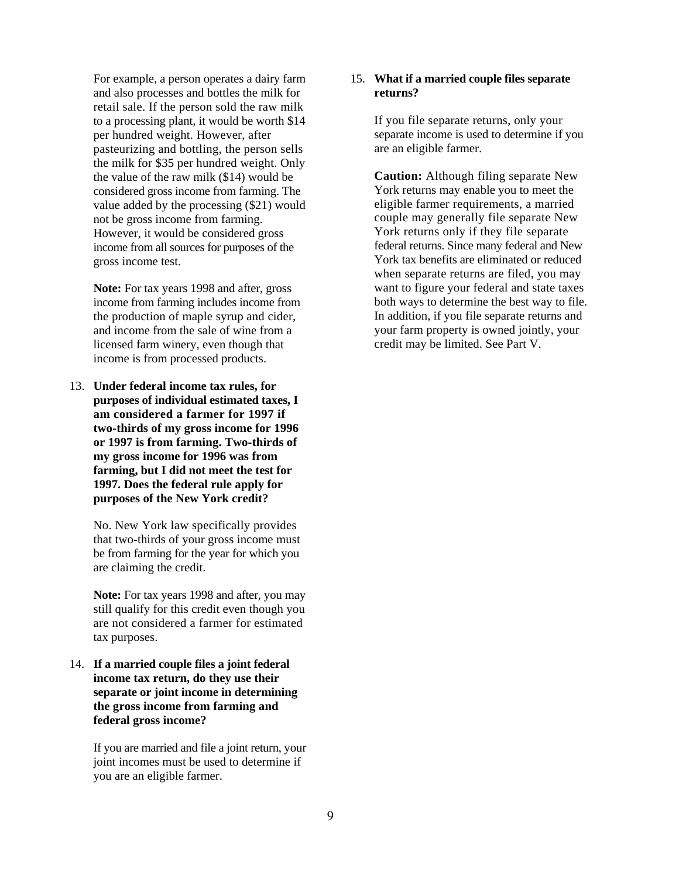For example, a person operates a dairy farm and also processes and bottles the milk for retail sale. If the person sold the raw milk to a processing plant, it would be worth $14 per hundred weight. However, after pasteurizing and bottling, the person sells the milk for $35 per hundred weight. Only the value of the raw milk ($14) would be considered gross income from farming. The value added by the processing ($21) would not be gross income from farming. However, it would be considered gross income from all sources for purposes of the gross income test.

**Note:** For tax years 1998 and after, gross income from farming includes income from the production of maple syrup and cider, and income from the sale of wine from a licensed farm winery, even though that income is from processed products.

13. **Under federal income tax rules, for purposes of individual estimated taxes, I am considered a farmer for 1997 if two-thirds of my gross income for 1996 or 1997 is from farming. Two-thirds of my gross income for 1996 was from farming, but I did not meet the test for 1997. Does the federal rule apply for purposes of the New York credit?**

    No. New York law specifically provides that two-thirds of your gross income must be from farming for the year for which you are claiming the credit.

    **Note:** For tax years 1998 and after, you may still qualify for this credit even though you are not considered a farmer for estimated tax purposes.

14. **If a married couple files a joint federal income tax return, do they use their separate or joint income in determining the gross income from farming and federal gross income?**

    If you are married and file a joint return, your joint incomes must be used to determine if you are an eligible farmer.

15. **What if a married couple files separate returns?**

    If you file separate returns, only your separate income is used to determine if you are an eligible farmer.

    **Caution:** Although filing separate New York returns may enable you to meet the eligible farmer requirements, a married couple may generally file separate New York returns only if they file separate federal returns. Since many federal and New York tax benefits are eliminated or reduced when separate returns are filed, you may want to figure your federal and state taxes both ways to determine the best way to file. In addition, if you file separate returns and your farm property is owned jointly, your credit may be limited. See Part V.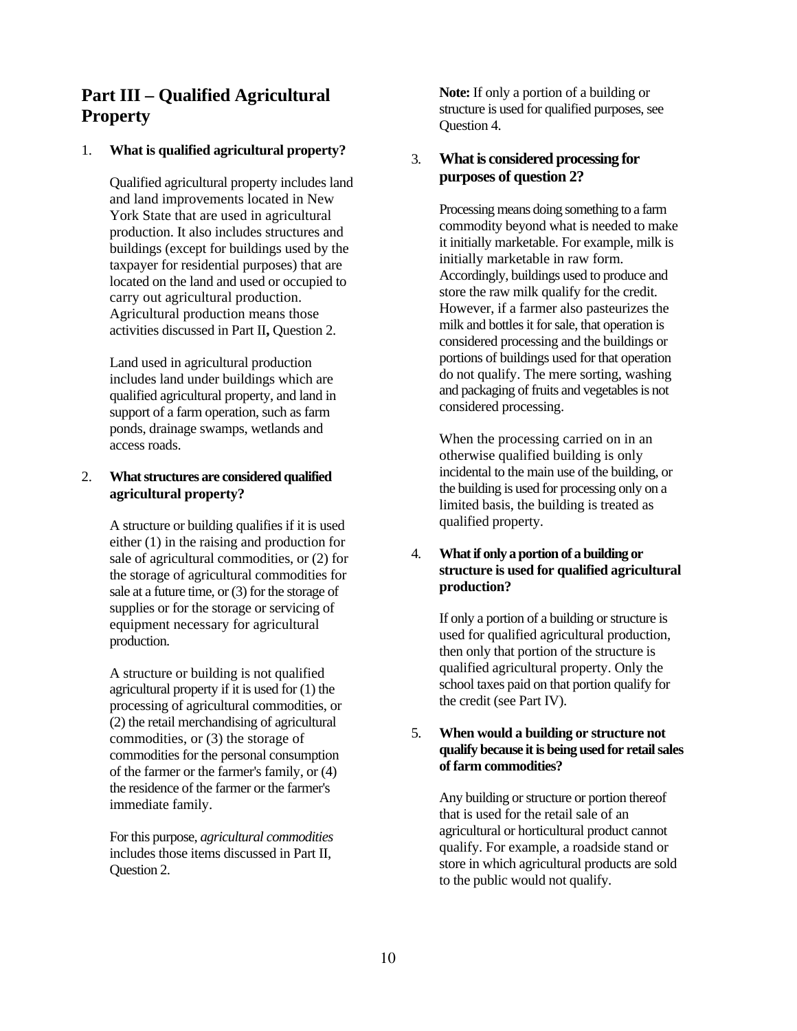## Part III – Qualified Agricultural Property

1. **What is qualified agricultural property?**

   Qualified agricultural property includes land and land improvements located in New York State that are used in agricultural production. It also includes structures and buildings (except for buildings used by the taxpayer for residential purposes) that are located on the land and used or occupied to carry out agricultural production. Agricultural production means those activities discussed in Part II**,** Question 2.

   Land used in agricultural production includes land under buildings which are qualified agricultural property, and land in support of a farm operation, such as farm ponds, drainage swamps, wetlands and access roads.

2. **What structures are considered qualified agricultural property?**

   A structure or building qualifies if it is used either (1) in the raising and production for sale of agricultural commodities, or (2) for the storage of agricultural commodities for sale at a future time, or (3) for the storage of supplies or for the storage or servicing of equipment necessary for agricultural production.

   A structure or building is not qualified agricultural property if it is used for (1) the processing of agricultural commodities, or (2) the retail merchandising of agricultural commodities, or (3) the storage of commodities for the personal consumption of the farmer or the farmer's family, or (4) the residence of the farmer or the farmer's immediate family.

   For this purpose, *agricultural commodities* includes those items discussed in Part II, Question 2.

   **Note:** If only a portion of a building or structure is used for qualified purposes, see Question 4.

3. **What is considered processing for purposes of question 2?**

   Processing means doing something to a farm commodity beyond what is needed to make it initially marketable. For example, milk is initially marketable in raw form. Accordingly, buildings used to produce and store the raw milk qualify for the credit. However, if a farmer also pasteurizes the milk and bottles it for sale, that operation is considered processing and the buildings or portions of buildings used for that operation do not qualify. The mere sorting, washing and packaging of fruits and vegetables is not considered processing.

   When the processing carried on in an otherwise qualified building is only incidental to the main use of the building, or the building is used for processing only on a limited basis, the building is treated as qualified property.

4. **What if only a portion of a building or structure is used for qualified agricultural production?**

   If only a portion of a building or structure is used for qualified agricultural production, then only that portion of the structure is qualified agricultural property. Only the school taxes paid on that portion qualify for the credit (see Part IV).

5. **When would a building or structure not qualify because it is being used for retail sales of farm commodities?**

   Any building or structure or portion thereof that is used for the retail sale of an agricultural or horticultural product cannot qualify. For example, a roadside stand or store in which agricultural products are sold to the public would not qualify.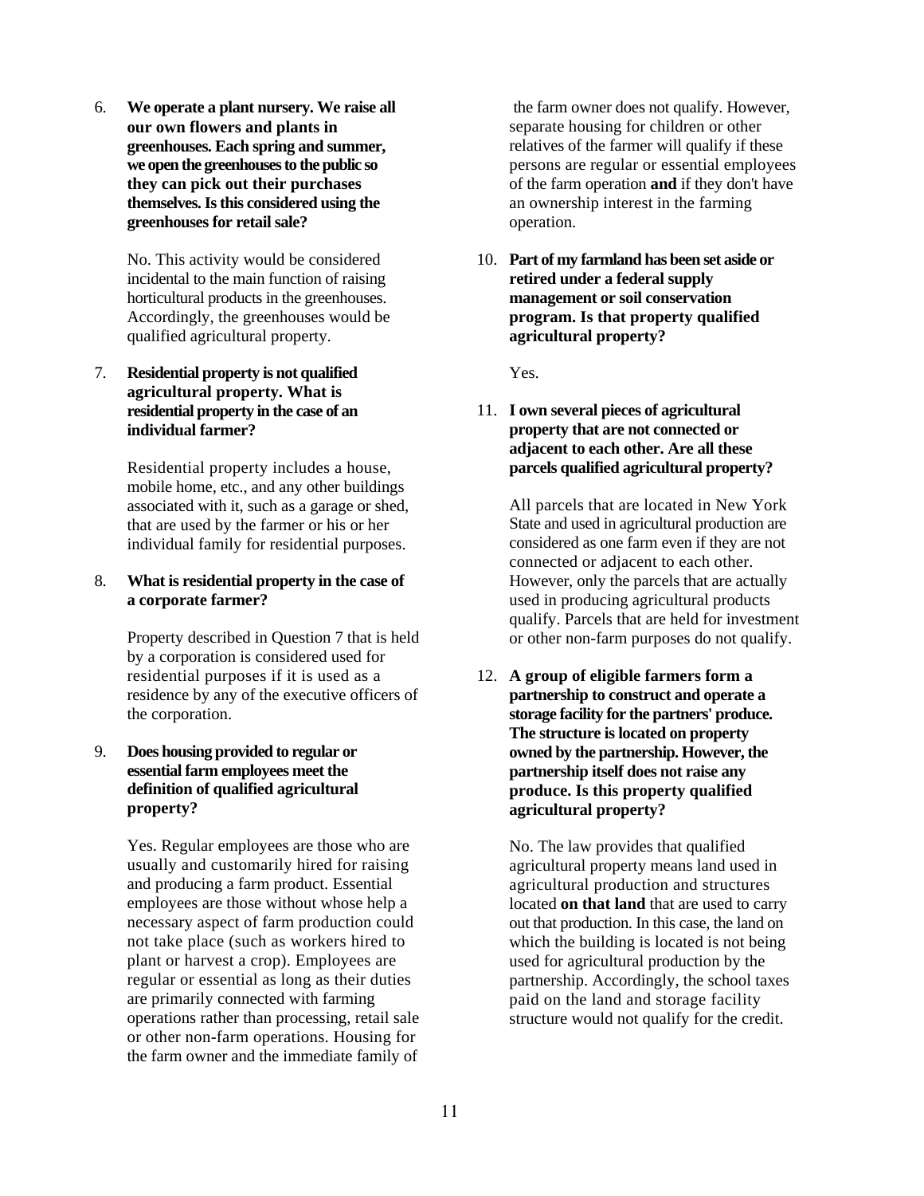6. **We operate a plant nursery. We raise all our own flowers and plants in greenhouses. Each spring and summer, we open the greenhouses to the public so they can pick out their purchases themselves. Is this considered using the greenhouses for retail sale?**

   No. This activity would be considered incidental to the main function of raising horticultural products in the greenhouses. Accordingly, the greenhouses would be qualified agricultural property.

7. **Residential property is not qualified agricultural property. What is residential property in the case of an individual farmer?**

   Residential property includes a house, mobile home, etc., and any other buildings associated with it, such as a garage or shed, that are used by the farmer or his or her individual family for residential purposes.

8. **What is residential property in the case of a corporate farmer?**

   Property described in Question 7 that is held by a corporation is considered used for residential purposes if it is used as a residence by any of the executive officers of the corporation.

9. **Does housing provided to regular or essential farm employees meet the definition of qualified agricultural property?**

   Yes. Regular employees are those who are usually and customarily hired for raising and producing a farm product. Essential employees are those without whose help a necessary aspect of farm production could not take place (such as workers hired to plant or harvest a crop). Employees are regular or essential as long as their duties are primarily connected with farming operations rather than processing, retail sale or other non-farm operations. Housing for the farm owner and the immediate family of the farm owner does not qualify. However, separate housing for children or other relatives of the farmer will qualify if these persons are regular or essential employees of the farm operation **and** if they don't have an ownership interest in the farming operation.

10. **Part of my farmland has been set aside or retired under a federal supply management or soil conservation program. Is that property qualified agricultural property?**

    Yes.

11. **I own several pieces of agricultural property that are not connected or adjacent to each other. Are all these parcels qualified agricultural property?**

    All parcels that are located in New York State and used in agricultural production are considered as one farm even if they are not connected or adjacent to each other. However, only the parcels that are actually used in producing agricultural products qualify. Parcels that are held for investment or other non-farm purposes do not qualify.

12. **A group of eligible farmers form a partnership to construct and operate a storage facility for the partners' produce. The structure is located on property owned by the partnership. However, the partnership itself does not raise any produce. Is this property qualified agricultural property?**

    No. The law provides that qualified agricultural property means land used in agricultural production and structures located **on that land** that are used to carry out that production. In this case, the land on which the building is located is not being used for agricultural production by the partnership. Accordingly, the school taxes paid on the land and storage facility structure would not qualify for the credit.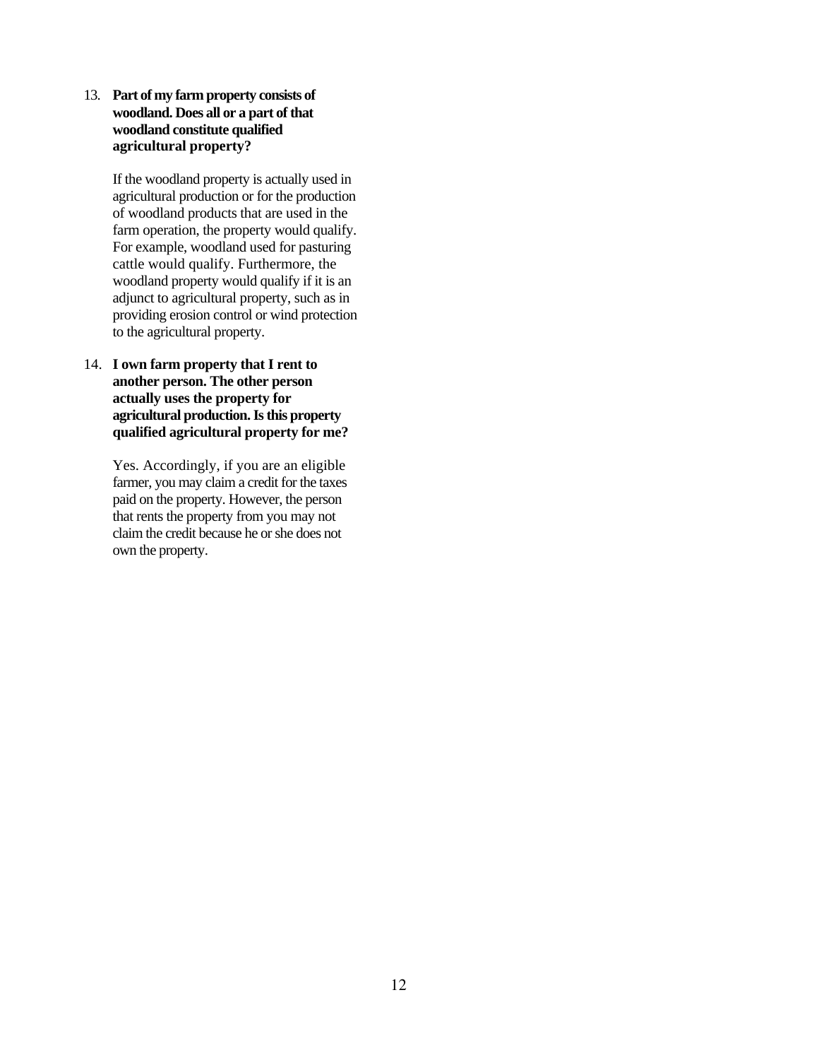13. **Part of my farm property consists of woodland. Does all or a part of that woodland constitute qualified agricultural property?**

    If the woodland property is actually used in agricultural production or for the production of woodland products that are used in the farm operation, the property would qualify. For example, woodland used for pasturing cattle would qualify. Furthermore, the woodland property would qualify if it is an adjunct to agricultural property, such as in providing erosion control or wind protection to the agricultural property.

14. **I own farm property that I rent to another person. The other person actually uses the property for agricultural production. Is this property qualified agricultural property for me?**

    Yes. Accordingly, if you are an eligible farmer, you may claim a credit for the taxes paid on the property. However, the person that rents the property from you may not claim the credit because he or she does not own the property.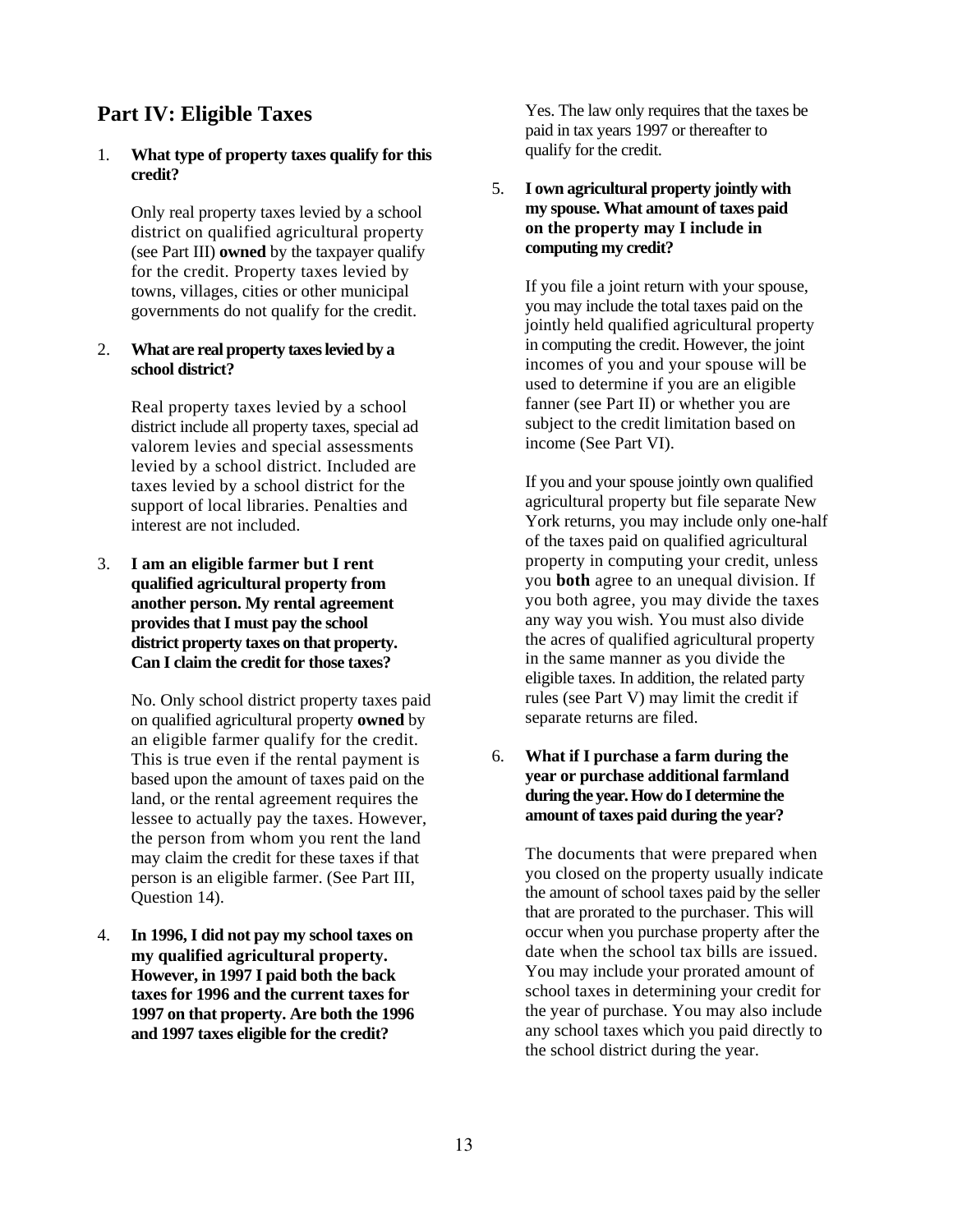## Part IV: Eligible Taxes

1. **What type of property taxes qualify for this credit?**

   Only real property taxes levied by a school district on qualified agricultural property (see Part III) **owned** by the taxpayer qualify for the credit. Property taxes levied by towns, villages, cities or other municipal governments do not qualify for the credit.

2. **What are real property taxes levied by a school district?**

   Real property taxes levied by a school district include all property taxes, special ad valorem levies and special assessments levied by a school district. Included are taxes levied by a school district for the support of local libraries. Penalties and interest are not included.

3. **I am an eligible farmer but I rent qualified agricultural property from another person. My rental agreement provides that I must pay the school district property taxes on that property. Can I claim the credit for those taxes?**

   No. Only school district property taxes paid on qualified agricultural property **owned** by an eligible farmer qualify for the credit. This is true even if the rental payment is based upon the amount of taxes paid on the land, or the rental agreement requires the lessee to actually pay the taxes. However, the person from whom you rent the land may claim the credit for these taxes if that person is an eligible farmer. (See Part III, Question 14).

4. **In 1996, I did not pay my school taxes on my qualified agricultural property. However, in 1997 I paid both the back taxes for 1996 and the current taxes for 1997 on that property. Are both the 1996 and 1997 taxes eligible for the credit?**

   Yes. The law only requires that the taxes be paid in tax years 1997 or thereafter to qualify for the credit.

5. **I own agricultural property jointly with my spouse. What amount of taxes paid on the property may I include in computing my credit?**

   If you file a joint return with your spouse, you may include the total taxes paid on the jointly held qualified agricultural property in computing the credit. However, the joint incomes of you and your spouse will be used to determine if you are an eligible fanner (see Part II) or whether you are subject to the credit limitation based on income (See Part VI).

   If you and your spouse jointly own qualified agricultural property but file separate New York returns, you may include only one-half of the taxes paid on qualified agricultural property in computing your credit, unless you **both** agree to an unequal division. If you both agree, you may divide the taxes any way you wish. You must also divide the acres of qualified agricultural property in the same manner as you divide the eligible taxes. In addition, the related party rules (see Part V) may limit the credit if separate returns are filed.

6. **What if I purchase a farm during the year or purchase additional farmland during the year. How do I determine the amount of taxes paid during the year?**

   The documents that were prepared when you closed on the property usually indicate the amount of school taxes paid by the seller that are prorated to the purchaser. This will occur when you purchase property after the date when the school tax bills are issued. You may include your prorated amount of school taxes in determining your credit for the year of purchase. You may also include any school taxes which you paid directly to the school district during the year.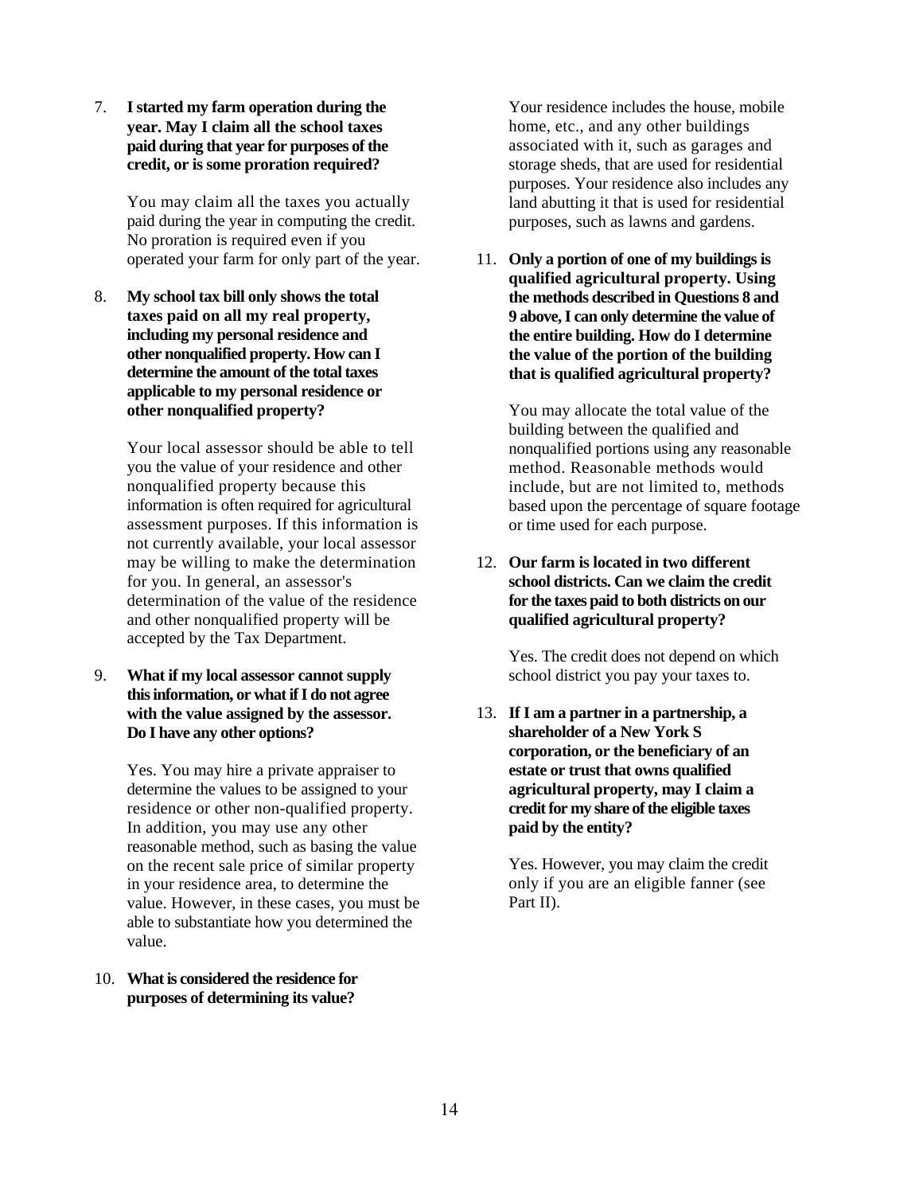7. **I started my farm operation during the year. May I claim all the school taxes paid during that year for purposes of the credit, or is some proration required?**

   You may claim all the taxes you actually paid during the year in computing the credit. No proration is required even if you operated your farm for only part of the year.

8. **My school tax bill only shows the total taxes paid on all my real property, including my personal residence and other nonqualified property. How can I determine the amount of the total taxes applicable to my personal residence or other nonqualified property?**

   Your local assessor should be able to tell you the value of your residence and other nonqualified property because this information is often required for agricultural assessment purposes. If this information is not currently available, your local assessor may be willing to make the determination for you. In general, an assessor's determination of the value of the residence and other nonqualified property will be accepted by the Tax Department.

9. **What if my local assessor cannot supply this information, or what if I do not agree with the value assigned by the assessor. Do I have any other options?**

   Yes. You may hire a private appraiser to determine the values to be assigned to your residence or other non-qualified property. In addition, you may use any other reasonable method, such as basing the value on the recent sale price of similar property in your residence area, to determine the value. However, in these cases, you must be able to substantiate how you determined the value.

10. **What is considered the residence for purposes of determining its value?**

    Your residence includes the house, mobile home, etc., and any other buildings associated with it, such as garages and storage sheds, that are used for residential purposes. Your residence also includes any land abutting it that is used for residential purposes, such as lawns and gardens.

11. **Only a portion of one of my buildings is qualified agricultural property. Using the methods described in Questions 8 and 9 above, I can only determine the value of the entire building. How do I determine the value of the portion of the building that is qualified agricultural property?**

    You may allocate the total value of the building between the qualified and nonqualified portions using any reasonable method. Reasonable methods would include, but are not limited to, methods based upon the percentage of square footage or time used for each purpose.

12. **Our farm is located in two different school districts. Can we claim the credit for the taxes paid to both districts on our qualified agricultural property?**

    Yes. The credit does not depend on which school district you pay your taxes to.

13. **If I am a partner in a partnership, a shareholder of a New York S corporation, or the beneficiary of an estate or trust that owns qualified agricultural property, may I claim a credit for my share of the eligible taxes paid by the entity?**

    Yes. However, you may claim the credit only if you are an eligible fanner (see Part II).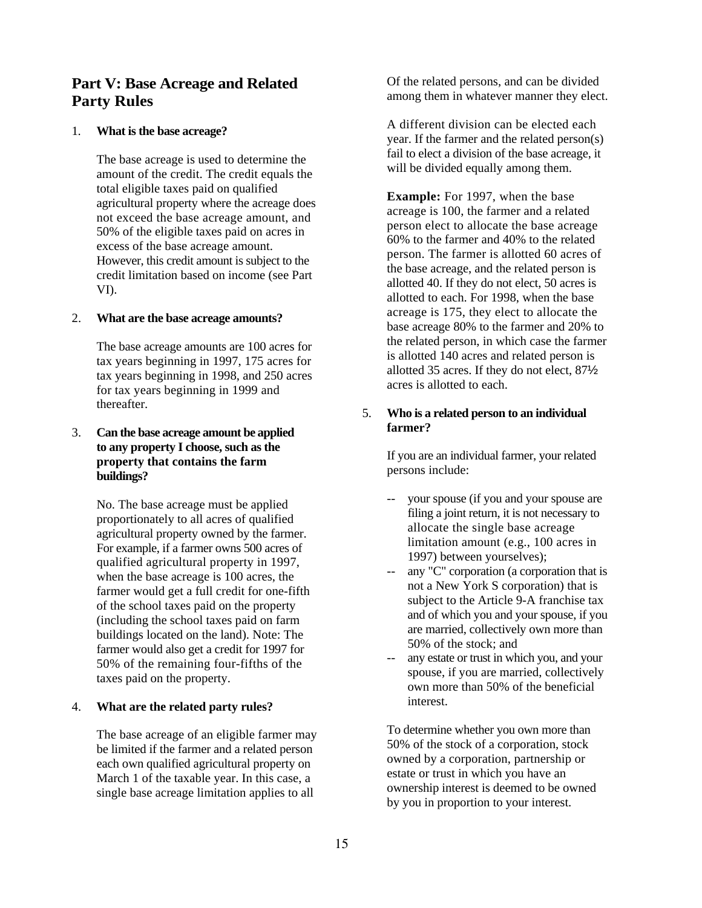## Part V: Base Acreage and Related Party Rules

1. **What is the base acreage?**

   The base acreage is used to determine the amount of the credit. The credit equals the total eligible taxes paid on qualified agricultural property where the acreage does not exceed the base acreage amount, and 50% of the eligible taxes paid on acres in excess of the base acreage amount. However, this credit amount is subject to the credit limitation based on income (see Part VI).

2. **What are the base acreage amounts?**

   The base acreage amounts are 100 acres for tax years beginning in 1997, 175 acres for tax years beginning in 1998, and 250 acres for tax years beginning in 1999 and thereafter.

3. **Can the base acreage amount be applied to any property I choose, such as the property that contains the farm buildings?**

   No. The base acreage must be applied proportionately to all acres of qualified agricultural property owned by the farmer. For example, if a farmer owns 500 acres of qualified agricultural property in 1997, when the base acreage is 100 acres, the farmer would get a full credit for one-fifth of the school taxes paid on the property (including the school taxes paid on farm buildings located on the land). Note: The farmer would also get a credit for 1997 for 50% of the remaining four-fifths of the taxes paid on the property.

4. **What are the related party rules?**

   The base acreage of an eligible farmer may be limited if the farmer and a related person each own qualified agricultural property on March 1 of the taxable year. In this case, a single base acreage limitation applies to all of the related persons, and can be divided among them in whatever manner they elect.

   A different division can be elected each year. If the farmer and the related person(s) fail to elect a division of the base acreage, it will be divided equally among them.

   **Example:** For 1997, when the base acreage is 100, the farmer and a related person elect to allocate the base acreage 60% to the farmer and 40% to the related person. The farmer is allotted 60 acres of the base acreage, and the related person is allotted 40. If they do not elect, 50 acres is allotted to each. For 1998, when the base acreage is 175, they elect to allocate the base acreage 80% to the farmer and 20% to the related person, in which case the farmer is allotted 140 acres and related person is allotted 35 acres. If they do not elect, 87½ acres is allotted to each.

5. **Who is a related person to an individual farmer?**

   If you are an individual farmer, your related persons include:

   -- your spouse (if you and your spouse are filing a joint return, it is not necessary to allocate the single base acreage limitation amount (e.g., 100 acres in 1997) between yourselves);
   
   -- any "C" corporation (a corporation that is not a New York S corporation) that is subject to the Article 9-A franchise tax and of which you and your spouse, if you are married, collectively own more than 50% of the stock; and
   
   -- any estate or trust in which you, and your spouse, if you are married, collectively own more than 50% of the beneficial interest.

   To determine whether you own more than 50% of the stock of a corporation, stock owned by a corporation, partnership or estate or trust in which you have an ownership interest is deemed to be owned by you in proportion to your interest.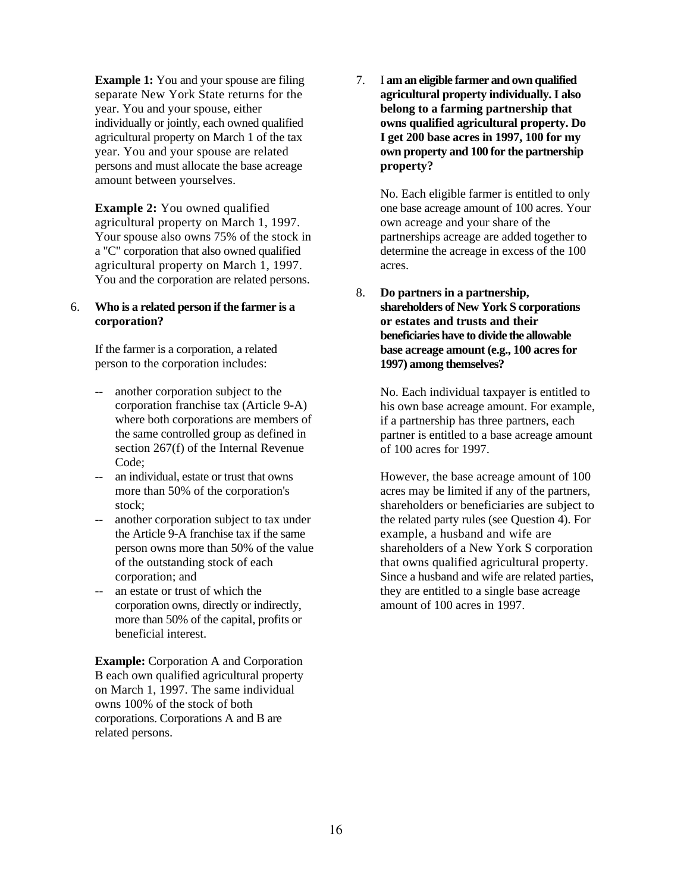**Example 1:** You and your spouse are filing separate New York State returns for the year. You and your spouse, either individually or jointly, each owned qualified agricultural property on March 1 of the tax year. You and your spouse are related persons and must allocate the base acreage amount between yourselves.

**Example 2:** You owned qualified agricultural property on March 1, 1997. Your spouse also owns 75% of the stock in a "C" corporation that also owned qualified agricultural property on March 1, 1997. You and the corporation are related persons.

6. **Who is a related person if the farmer is a corporation?**

   If the farmer is a corporation, a related person to the corporation includes:

   -- another corporation subject to the corporation franchise tax (Article 9-A) where both corporations are members of the same controlled group as defined in section 267(f) of the Internal Revenue Code;
   
   -- an individual, estate or trust that owns more than 50% of the corporation's stock;
   
   -- another corporation subject to tax under the Article 9-A franchise tax if the same person owns more than 50% of the value of the outstanding stock of each corporation; and
   
   -- an estate or trust of which the corporation owns, directly or indirectly, more than 50% of the capital, profits or beneficial interest.

   **Example:** Corporation A and Corporation B each own qualified agricultural property on March 1, 1997. The same individual owns 100% of the stock of both corporations. Corporations A and B are related persons.

7. I **am an eligible farmer and own qualified agricultural property individually. I also belong to a farming partnership that owns qualified agricultural property. Do I get 200 base acres in 1997, 100 for my own property and 100 for the partnership property?**

   No. Each eligible farmer is entitled to only one base acreage amount of 100 acres. Your own acreage and your share of the partnerships acreage are added together to determine the acreage in excess of the 100 acres.

8. **Do partners in a partnership, shareholders of New York S corporations or estates and trusts and their beneficiaries have to divide the allowable base acreage amount (e.g., 100 acres for 1997) among themselves?**

   No. Each individual taxpayer is entitled to his own base acreage amount. For example, if a partnership has three partners, each partner is entitled to a base acreage amount of 100 acres for 1997.

   However, the base acreage amount of 100 acres may be limited if any of the partners, shareholders or beneficiaries are subject to the related party rules (see Question 4). For example, a husband and wife are shareholders of a New York S corporation that owns qualified agricultural property. Since a husband and wife are related parties, they are entitled to a single base acreage amount of 100 acres in 1997.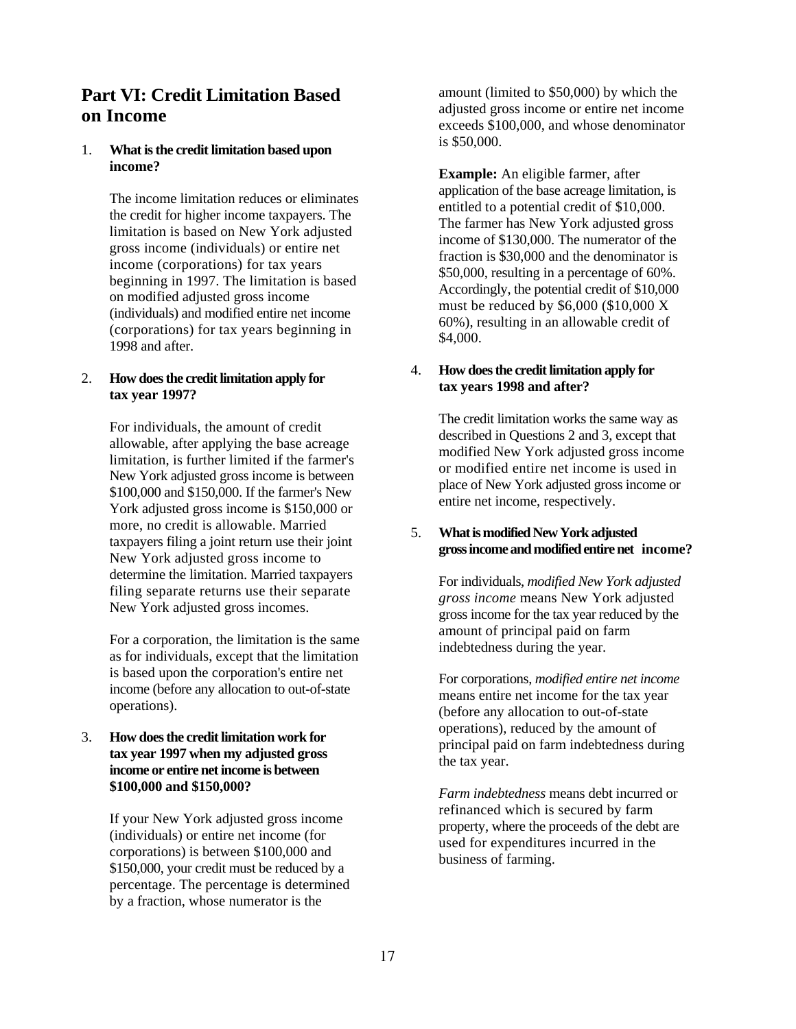## Part VI: Credit Limitation Based on Income

1. **What is the credit limitation based upon income?**

   The income limitation reduces or eliminates the credit for higher income taxpayers. The limitation is based on New York adjusted gross income (individuals) or entire net income (corporations) for tax years beginning in 1997. The limitation is based on modified adjusted gross income (individuals) and modified entire net income (corporations) for tax years beginning in 1998 and after.

2. **How does the credit limitation apply for tax year 1997?**

   For individuals, the amount of credit allowable, after applying the base acreage limitation, is further limited if the farmer's New York adjusted gross income is between $100,000 and $150,000. If the farmer's New York adjusted gross income is $150,000 or more, no credit is allowable. Married taxpayers filing a joint return use their joint New York adjusted gross income to determine the limitation. Married taxpayers filing separate returns use their separate New York adjusted gross incomes.

   For a corporation, the limitation is the same as for individuals, except that the limitation is based upon the corporation's entire net income (before any allocation to out-of-state operations).

3. **How does the credit limitation work for tax year 1997 when my adjusted gross income or entire net income is between $100,000 and $150,000?**

   If your New York adjusted gross income (individuals) or entire net income (for corporations) is between $100,000 and $150,000, your credit must be reduced by a percentage. The percentage is determined by a fraction, whose numerator is the amount (limited to $50,000) by which the adjusted gross income or entire net income exceeds $100,000, and whose denominator is $50,000.

   **Example:** An eligible farmer, after application of the base acreage limitation, is entitled to a potential credit of $10,000. The farmer has New York adjusted gross income of $130,000. The numerator of the fraction is $30,000 and the denominator is $50,000, resulting in a percentage of 60%. Accordingly, the potential credit of $10,000 must be reduced by $6,000 ($10,000 X 60%), resulting in an allowable credit of $4,000.

4. **How does the credit limitation apply for tax years 1998 and after?**

   The credit limitation works the same way as described in Questions 2 and 3, except that modified New York adjusted gross income or modified entire net income is used in place of New York adjusted gross income or entire net income, respectively.

5. **What is modified New York adjusted gross income and modified entire net income?**

   For individuals, *modified New York adjusted gross income* means New York adjusted gross income for the tax year reduced by the amount of principal paid on farm indebtedness during the year.

   For corporations, *modified entire net income* means entire net income for the tax year (before any allocation to out-of-state operations), reduced by the amount of principal paid on farm indebtedness during the tax year.

   *Farm indebtedness* means debt incurred or refinanced which is secured by farm property, where the proceeds of the debt are used for expenditures incurred in the business of farming.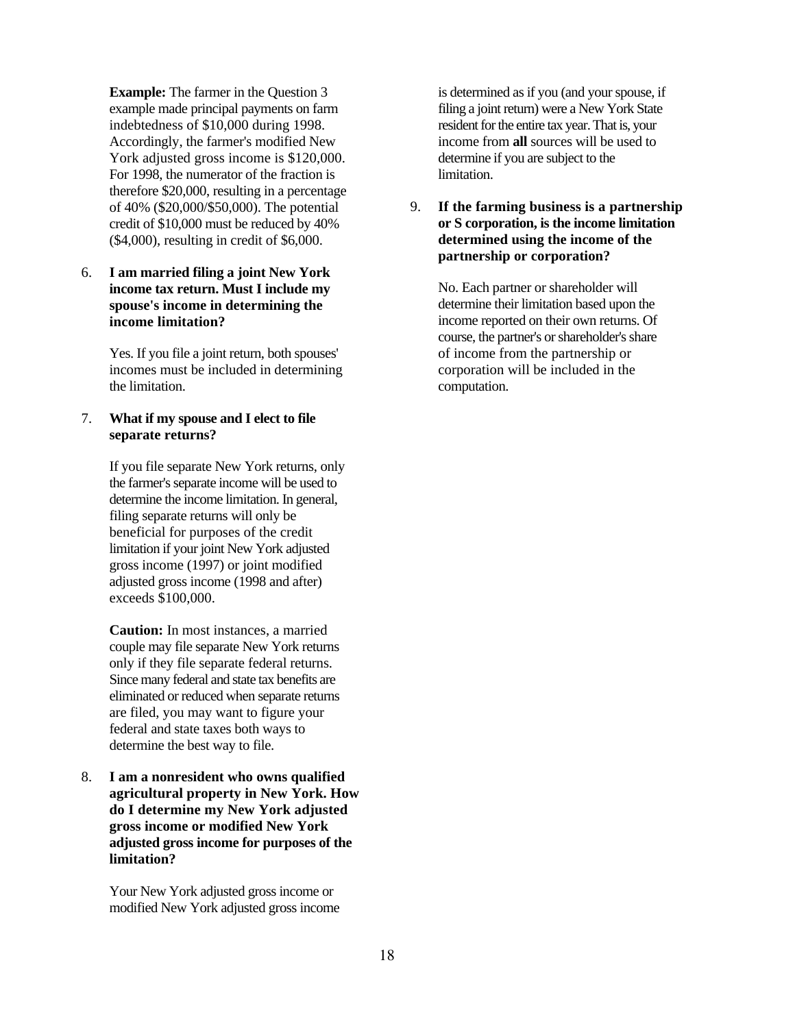**Example:** The farmer in the Question 3 example made principal payments on farm indebtedness of $10,000 during 1998. Accordingly, the farmer's modified New York adjusted gross income is $120,000. For 1998, the numerator of the fraction is therefore $20,000, resulting in a percentage of 40% ($20,000/$50,000). The potential credit of $10,000 must be reduced by 40% ($4,000), resulting in credit of $6,000.

6. **I am married filing a joint New York income tax return. Must I include my spouse's income in determining the income limitation?**

   Yes. If you file a joint return, both spouses' incomes must be included in determining the limitation.

7. **What if my spouse and I elect to file separate returns?**

   If you file separate New York returns, only the farmer's separate income will be used to determine the income limitation. In general, filing separate returns will only be beneficial for purposes of the credit limitation if your joint New York adjusted gross income (1997) or joint modified adjusted gross income (1998 and after) exceeds $100,000.

   **Caution:** In most instances, a married couple may file separate New York returns only if they file separate federal returns. Since many federal and state tax benefits are eliminated or reduced when separate returns are filed, you may want to figure your federal and state taxes both ways to determine the best way to file.

8. **I am a nonresident who owns qualified agricultural property in New York. How do I determine my New York adjusted gross income or modified New York adjusted gross income for purposes of the limitation?**

   Your New York adjusted gross income or modified New York adjusted gross income is determined as if you (and your spouse, if filing a joint return) were a New York State resident for the entire tax year. That is, your income from **all** sources will be used to determine if you are subject to the limitation.

9. **If the farming business is a partnership or S corporation, is the income limitation determined using the income of the partnership or corporation?**

   No. Each partner or shareholder will determine their limitation based upon the income reported on their own returns. Of course, the partner's or shareholder's share of income from the partnership or corporation will be included in the computation.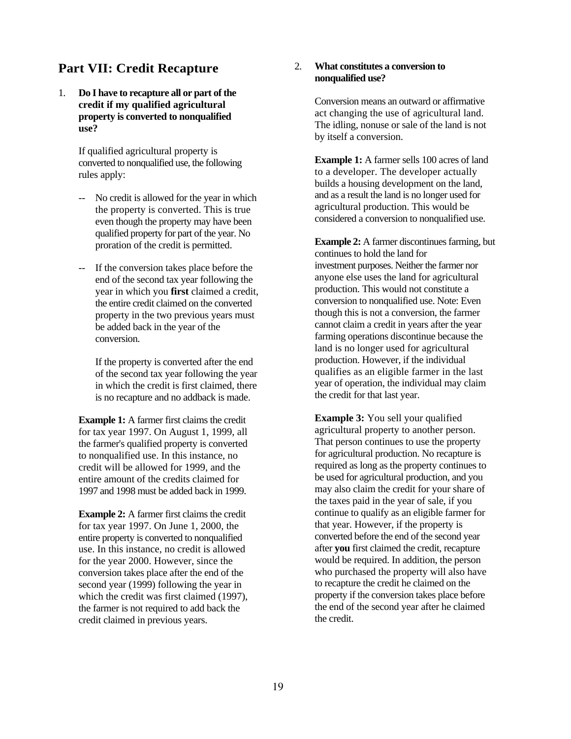## Part VII: Credit Recapture

1. **Do I have to recapture all or part of the credit if my qualified agricultural property is converted to nonqualified use?**

   If qualified agricultural property is converted to nonqualified use, the following rules apply:

   -- No credit is allowed for the year in which the property is converted. This is true even though the property may have been qualified property for part of the year. No proration of the credit is permitted.

   -- If the conversion takes place before the end of the second tax year following the year in which you **first** claimed a credit, the entire credit claimed on the converted property in the two previous years must be added back in the year of the conversion.

   If the property is converted after the end of the second tax year following the year in which the credit is first claimed, there is no recapture and no addback is made.

   **Example 1:** A farmer first claims the credit for tax year 1997. On August 1, 1999, all the farmer's qualified property is converted to nonqualified use. In this instance, no credit will be allowed for 1999, and the entire amount of the credits claimed for 1997 and 1998 must be added back in 1999.

   **Example 2:** A farmer first claims the credit for tax year 1997. On June 1, 2000, the entire property is converted to nonqualified use. In this instance, no credit is allowed for the year 2000. However, since the conversion takes place after the end of the second year (1999) following the year in which the credit was first claimed (1997), the farmer is not required to add back the credit claimed in previous years.

2. **What constitutes a conversion to nonqualified use?**

   Conversion means an outward or affirmative act changing the use of agricultural land. The idling, nonuse or sale of the land is not by itself a conversion.

   **Example 1:** A farmer sells 100 acres of land to a developer. The developer actually builds a housing development on the land, and as a result the land is no longer used for agricultural production. This would be considered a conversion to nonqualified use.

   **Example 2:** A farmer discontinues farming, but continues to hold the land for investment purposes. Neither the farmer nor anyone else uses the land for agricultural production. This would not constitute a conversion to nonqualified use. Note: Even though this is not a conversion, the farmer cannot claim a credit in years after the year farming operations discontinue because the land is no longer used for agricultural production. However, if the individual qualifies as an eligible farmer in the last year of operation, the individual may claim the credit for that last year.

   **Example 3:** You sell your qualified agricultural property to another person. That person continues to use the property for agricultural production. No recapture is required as long as the property continues to be used for agricultural production, and you may also claim the credit for your share of the taxes paid in the year of sale, if you continue to qualify as an eligible farmer for that year. However, if the property is converted before the end of the second year after **you** first claimed the credit, recapture would be required. In addition, the person who purchased the property will also have to recapture the credit he claimed on the property if the conversion takes place before the end of the second year after he claimed the credit.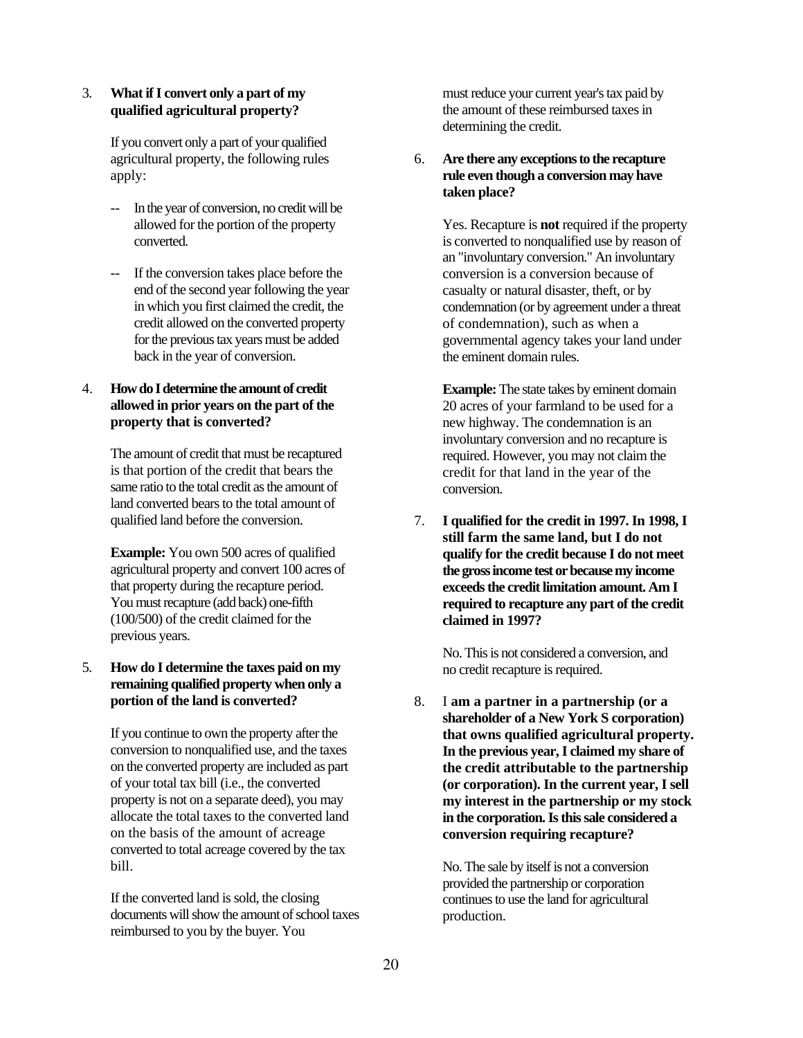3. **What if I convert only a part of my qualified agricultural property?**

   If you convert only a part of your qualified agricultural property, the following rules apply:

   -- In the year of conversion, no credit will be allowed for the portion of the property converted.

   -- If the conversion takes place before the end of the second year following the year in which you first claimed the credit, the credit allowed on the converted property for the previous tax years must be added back in the year of conversion.

4. **How do I determine the amount of credit allowed in prior years on the part of the property that is converted?**

   The amount of credit that must be recaptured is that portion of the credit that bears the same ratio to the total credit as the amount of land converted bears to the total amount of qualified land before the conversion.

   **Example:** You own 500 acres of qualified agricultural property and convert 100 acres of that property during the recapture period. You must recapture (add back) one-fifth (100/500) of the credit claimed for the previous years.

5. **How do I determine the taxes paid on my remaining qualified property when only a portion of the land is converted?**

   If you continue to own the property after the conversion to nonqualified use, and the taxes on the converted property are included as part of your total tax bill (i.e., the converted property is not on a separate deed), you may allocate the total taxes to the converted land on the basis of the amount of acreage converted to total acreage covered by the tax bill.

   If the converted land is sold, the closing documents will show the amount of school taxes reimbursed to you by the buyer. You must reduce your current year's tax paid by the amount of these reimbursed taxes in determining the credit.

6. **Are there any exceptions to the recapture rule even though a conversion may have taken place?**

   Yes. Recapture is **not** required if the property is converted to nonqualified use by reason of an "involuntary conversion." An involuntary conversion is a conversion because of casualty or natural disaster, theft, or by condemnation (or by agreement under a threat of condemnation), such as when a governmental agency takes your land under the eminent domain rules.

   **Example:** The state takes by eminent domain 20 acres of your farmland to be used for a new highway. The condemnation is an involuntary conversion and no recapture is required. However, you may not claim the credit for that land in the year of the conversion.

7. **I qualified for the credit in 1997. In 1998, I still farm the same land, but I do not qualify for the credit because I do not meet the gross income test or because my income exceeds the credit limitation amount. Am I required to recapture any part of the credit claimed in 1997?**

   No. This is not considered a conversion, and no credit recapture is required.

8. **I am a partner in a partnership (or a shareholder of a New York S corporation) that owns qualified agricultural property. In the previous year, I claimed my share of the credit attributable to the partnership (or corporation). In the current year, I sell my interest in the partnership or my stock in the corporation. Is this sale considered a conversion requiring recapture?**

   No. The sale by itself is not a conversion provided the partnership or corporation continues to use the land for agricultural production.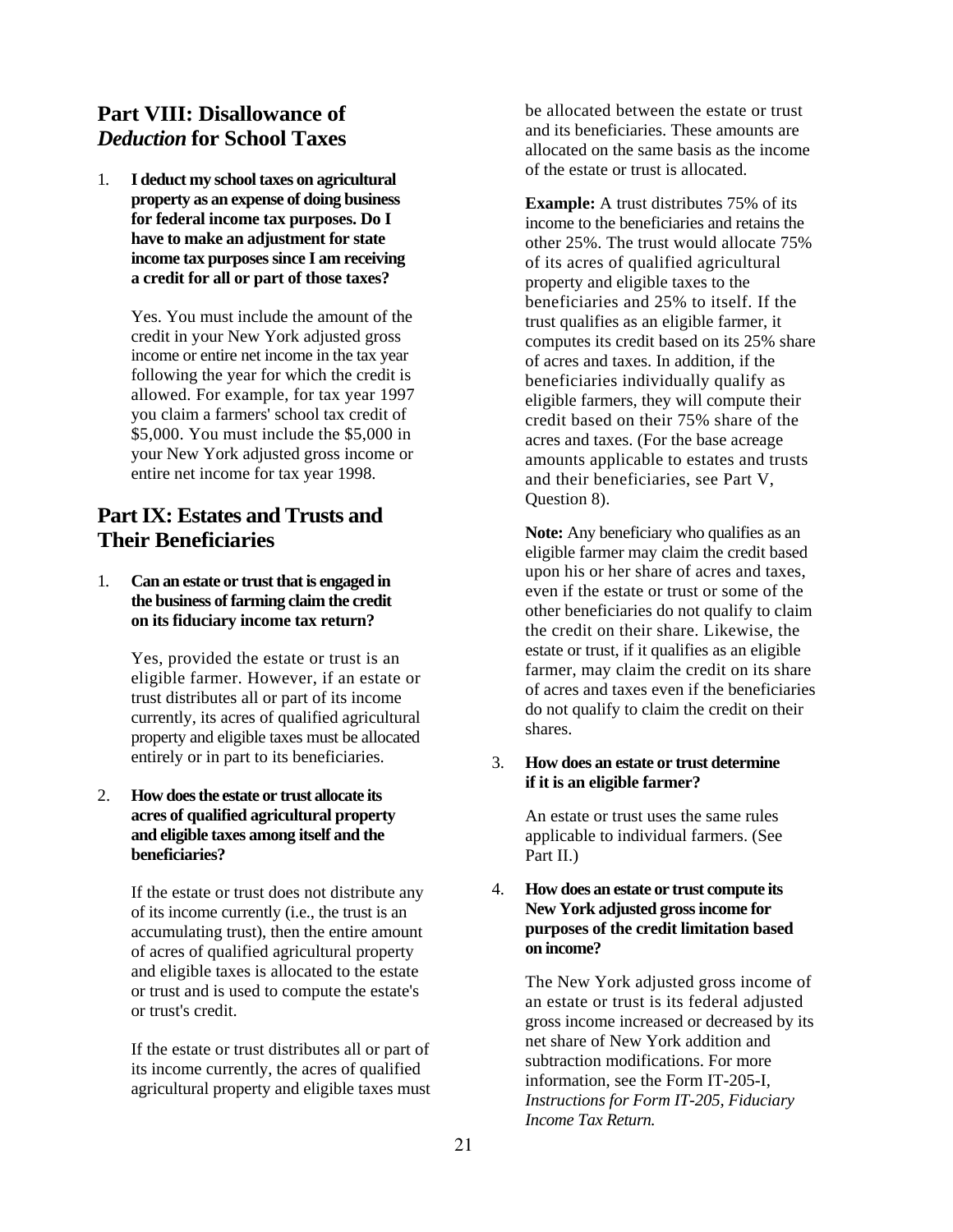## Part VIII: Disallowance of *Deduction* for School Taxes

1. **I deduct my school taxes on agricultural property as an expense of doing business for federal income tax purposes. Do I have to make an adjustment for state income tax purposes since I am receiving a credit for all or part of those taxes?**

   Yes. You must include the amount of the credit in your New York adjusted gross income or entire net income in the tax year following the year for which the credit is allowed. For example, for tax year 1997 you claim a farmers' school tax credit of $5,000. You must include the $5,000 in your New York adjusted gross income or entire net income for tax year 1998.

## Part IX: Estates and Trusts and Their Beneficiaries

1. **Can an estate or trust that is engaged in the business of farming claim the credit on its fiduciary income tax return?**

   Yes, provided the estate or trust is an eligible farmer. However, if an estate or trust distributes all or part of its income currently, its acres of qualified agricultural property and eligible taxes must be allocated entirely or in part to its beneficiaries.

2. **How does the estate or trust allocate its acres of qualified agricultural property and eligible taxes among itself and the beneficiaries?**

   If the estate or trust does not distribute any of its income currently (i.e., the trust is an accumulating trust), then the entire amount of acres of qualified agricultural property and eligible taxes is allocated to the estate or trust and is used to compute the estate's or trust's credit.

   If the estate or trust distributes all or part of its income currently, the acres of qualified agricultural property and eligible taxes must be allocated between the estate or trust and its beneficiaries. These amounts are allocated on the same basis as the income of the estate or trust is allocated.

   **Example:** A trust distributes 75% of its income to the beneficiaries and retains the other 25%. The trust would allocate 75% of its acres of qualified agricultural property and eligible taxes to the beneficiaries and 25% to itself. If the trust qualifies as an eligible farmer, it computes its credit based on its 25% share of acres and taxes. In addition, if the beneficiaries individually qualify as eligible farmers, they will compute their credit based on their 75% share of the acres and taxes. (For the base acreage amounts applicable to estates and trusts and their beneficiaries, see Part V, Question 8).

   **Note:** Any beneficiary who qualifies as an eligible farmer may claim the credit based upon his or her share of acres and taxes, even if the estate or trust or some of the other beneficiaries do not qualify to claim the credit on their share. Likewise, the estate or trust, if it qualifies as an eligible farmer, may claim the credit on its share of acres and taxes even if the beneficiaries do not qualify to claim the credit on their shares.

3. **How does an estate or trust determine if it is an eligible farmer?**

   An estate or trust uses the same rules applicable to individual farmers. (See Part II.)

4. **How does an estate or trust compute its New York adjusted gross income for purposes of the credit limitation based on income?**

   The New York adjusted gross income of an estate or trust is its federal adjusted gross income increased or decreased by its net share of New York addition and subtraction modifications. For more information, see the Form IT-205-I, *Instructions for Form IT-205, Fiduciary Income Tax Return.*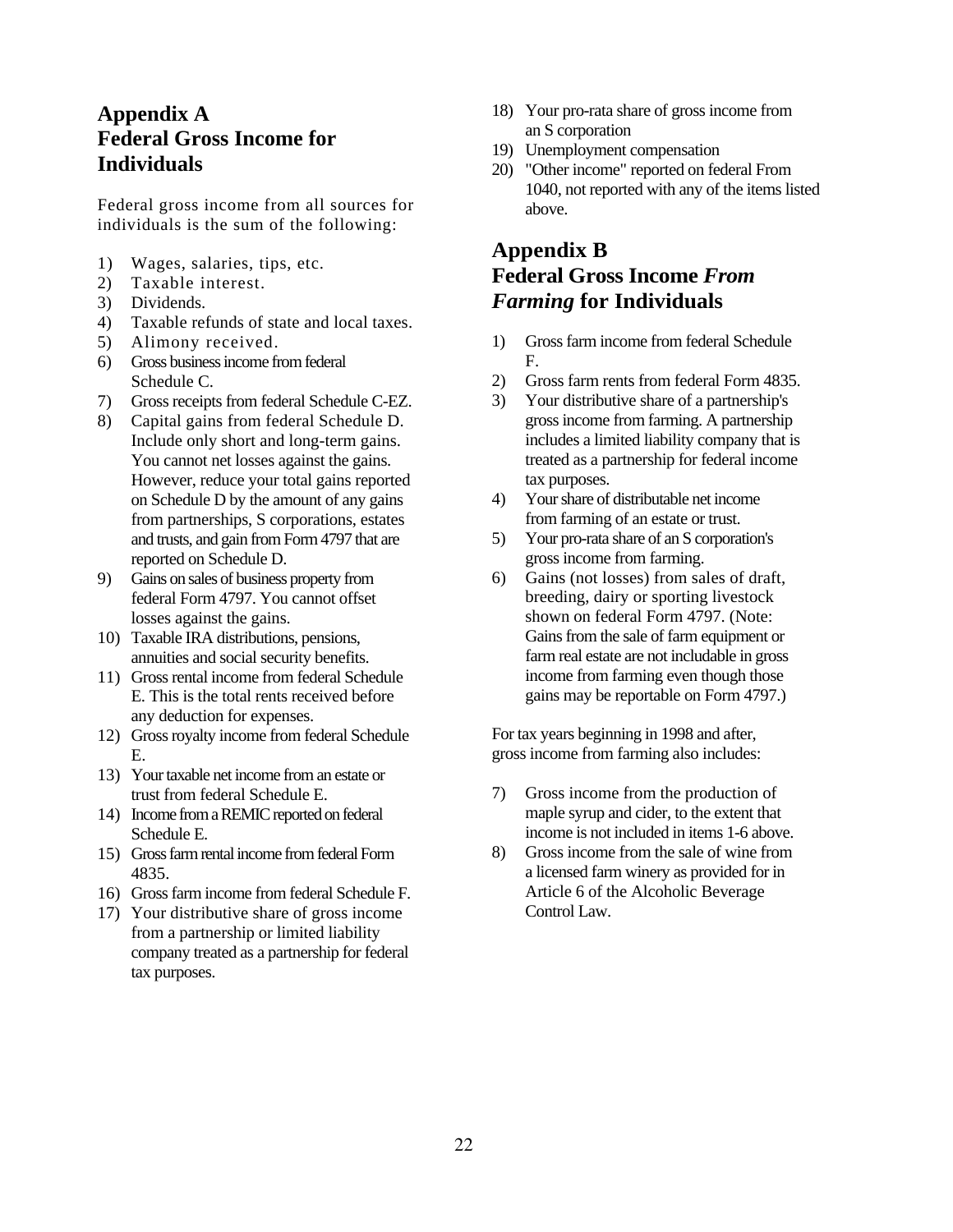## Appendix A
## Federal Gross Income for Individuals

Federal gross income from all sources for individuals is the sum of the following:

1) Wages, salaries, tips, etc.
2) Taxable interest.
3) Dividends.
4) Taxable refunds of state and local taxes.
5) Alimony received.
6) Gross business income from federal Schedule C.
7) Gross receipts from federal Schedule C-EZ.
8) Capital gains from federal Schedule D. Include only short and long-term gains. You cannot net losses against the gains. However, reduce your total gains reported on Schedule D by the amount of any gains from partnerships, S corporations, estates and trusts, and gain from Form 4797 that are reported on Schedule D.
9) Gains on sales of business property from federal Form 4797. You cannot offset losses against the gains.
10) Taxable IRA distributions, pensions, annuities and social security benefits.
11) Gross rental income from federal Schedule E. This is the total rents received before any deduction for expenses.
12) Gross royalty income from federal Schedule E.
13) Your taxable net income from an estate or trust from federal Schedule E.
14) Income from a REMIC reported on federal Schedule E.
15) Gross farm rental income from federal Form 4835.
16) Gross farm income from federal Schedule F.
17) Your distributive share of gross income from a partnership or limited liability company treated as a partnership for federal tax purposes.
18) Your pro-rata share of gross income from an S corporation
19) Unemployment compensation
20) "Other income" reported on federal From 1040, not reported with any of the items listed above.

## Appendix B
## Federal Gross Income *From Farming* for Individuals

1) Gross farm income from federal Schedule F.
2) Gross farm rents from federal Form 4835.
3) Your distributive share of a partnership's gross income from farming. A partnership includes a limited liability company that is treated as a partnership for federal income tax purposes.
4) Your share of distributable net income from farming of an estate or trust.
5) Your pro-rata share of an S corporation's gross income from farming.
6) Gains (not losses) from sales of draft, breeding, dairy or sporting livestock shown on federal Form 4797. (Note: Gains from the sale of farm equipment or farm real estate are not includable in gross income from farming even though those gains may be reportable on Form 4797.)

For tax years beginning in 1998 and after, gross income from farming also includes:

7) Gross income from the production of maple syrup and cider, to the extent that income is not included in items 1-6 above.
8) Gross income from the sale of wine from a licensed farm winery as provided for in Article 6 of the Alcoholic Beverage Control Law.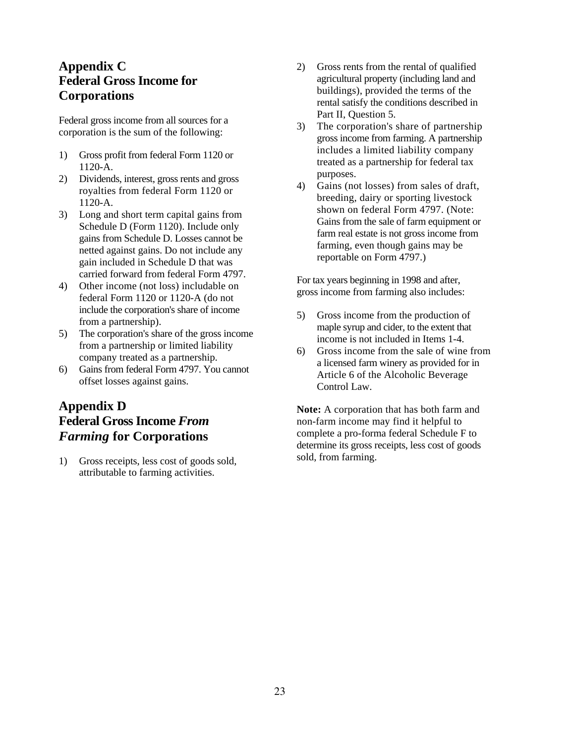## Appendix C
## Federal Gross Income for Corporations

Federal gross income from all sources for a corporation is the sum of the following:

1) Gross profit from federal Form 1120 or 1120-A.
2) Dividends, interest, gross rents and gross royalties from federal Form 1120 or 1120-A.
3) Long and short term capital gains from Schedule D (Form 1120). Include only gains from Schedule D. Losses cannot be netted against gains. Do not include any gain included in Schedule D that was carried forward from federal Form 4797.
4) Other income (not loss) includable on federal Form 1120 or 1120-A (do not include the corporation's share of income from a partnership).
5) The corporation's share of the gross income from a partnership or limited liability company treated as a partnership.
6) Gains from federal Form 4797. You cannot offset losses against gains.

## Appendix D
## Federal Gross Income *From Farming* for Corporations

1) Gross receipts, less cost of goods sold, attributable to farming activities.
2) Gross rents from the rental of qualified agricultural property (including land and buildings), provided the terms of the rental satisfy the conditions described in Part II, Question 5.
3) The corporation's share of partnership gross income from farming. A partnership includes a limited liability company treated as a partnership for federal tax purposes.
4) Gains (not losses) from sales of draft, breeding, dairy or sporting livestock shown on federal Form 4797. (Note: Gains from the sale of farm equipment or farm real estate is not gross income from farming, even though gains may be reportable on Form 4797.)

For tax years beginning in 1998 and after, gross income from farming also includes:

5) Gross income from the production of maple syrup and cider, to the extent that income is not included in Items 1-4.
6) Gross income from the sale of wine from a licensed farm winery as provided for in Article 6 of the Alcoholic Beverage Control Law.

**Note:** A corporation that has both farm and non-farm income may find it helpful to complete a pro-forma federal Schedule F to determine its gross receipts, less cost of goods sold, from farming.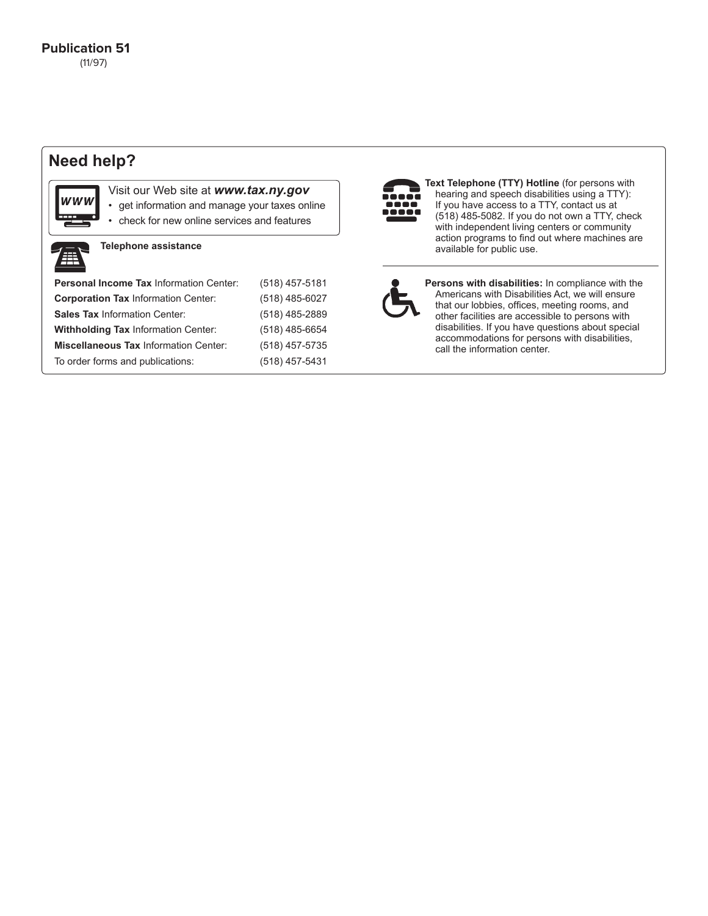**Publication 51**
(11/97)

## Need help?

Visit our Web site at ***www.tax.ny.gov***

- get information and manage your taxes online
- check for new online services and features

**Telephone assistance**

| | |
|---|---|
| **Personal Income Tax** Information Center: | (518) 457-5181 |
| **Corporation Tax** Information Center: | (518) 485-6027 |
| **Sales Tax** Information Center: | (518) 485-2889 |
| **Withholding Tax** Information Center: | (518) 485-6654 |
| **Miscellaneous Tax** Information Center: | (518) 457-5735 |
| To order forms and publications: | (518) 457-5431 |

**Text Telephone (TTY) Hotline** (for persons with hearing and speech disabilities using a TTY): If you have access to a TTY, contact us at (518) 485-5082. If you do not own a TTY, check with independent living centers or community action programs to find out where machines are available for public use.

**Persons with disabilities:** In compliance with the Americans with Disabilities Act, we will ensure that our lobbies, offices, meeting rooms, and other facilities are accessible to persons with disabilities. If you have questions about special accommodations for persons with disabilities, call the information center.